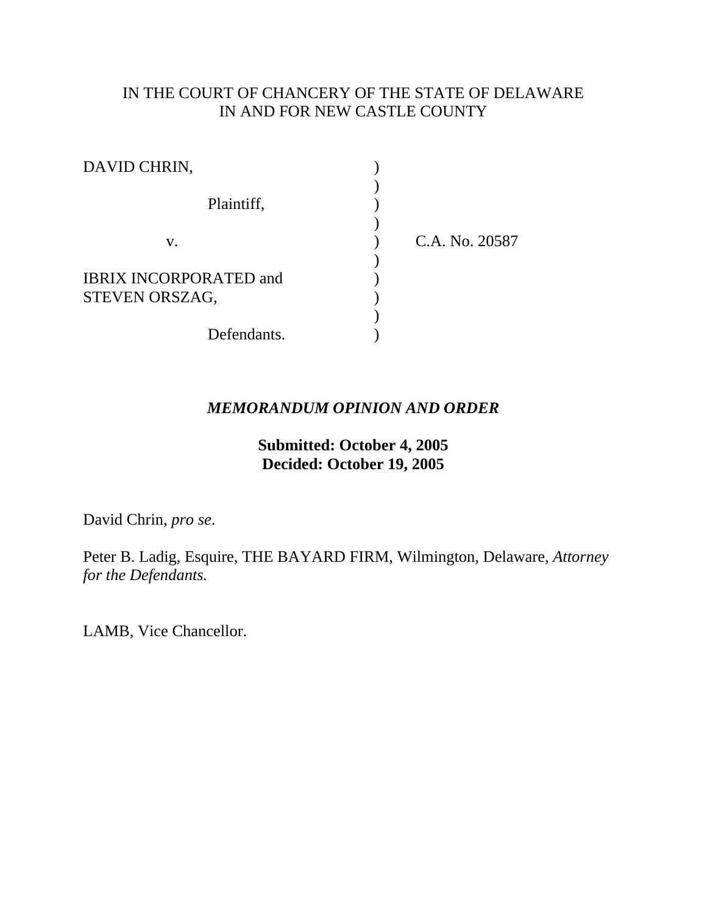IN THE COURT OF CHANCERY OF THE STATE OF DELAWARE
IN AND FOR NEW CASTLE COUNTY

DAVID CHRIN,

Plaintiff,

v.

IBRIX INCORPORATED and STEVEN ORSZAG,

Defendants.

C.A. No. 20587

***MEMORANDUM OPINION AND ORDER***

**Submitted: October 4, 2005**
**Decided: October 19, 2005**

David Chrin, *pro se*.

Peter B. Ladig, Esquire, THE BAYARD FIRM, Wilmington, Delaware, *Attorney for the Defendants.*

LAMB, Vice Chancellor.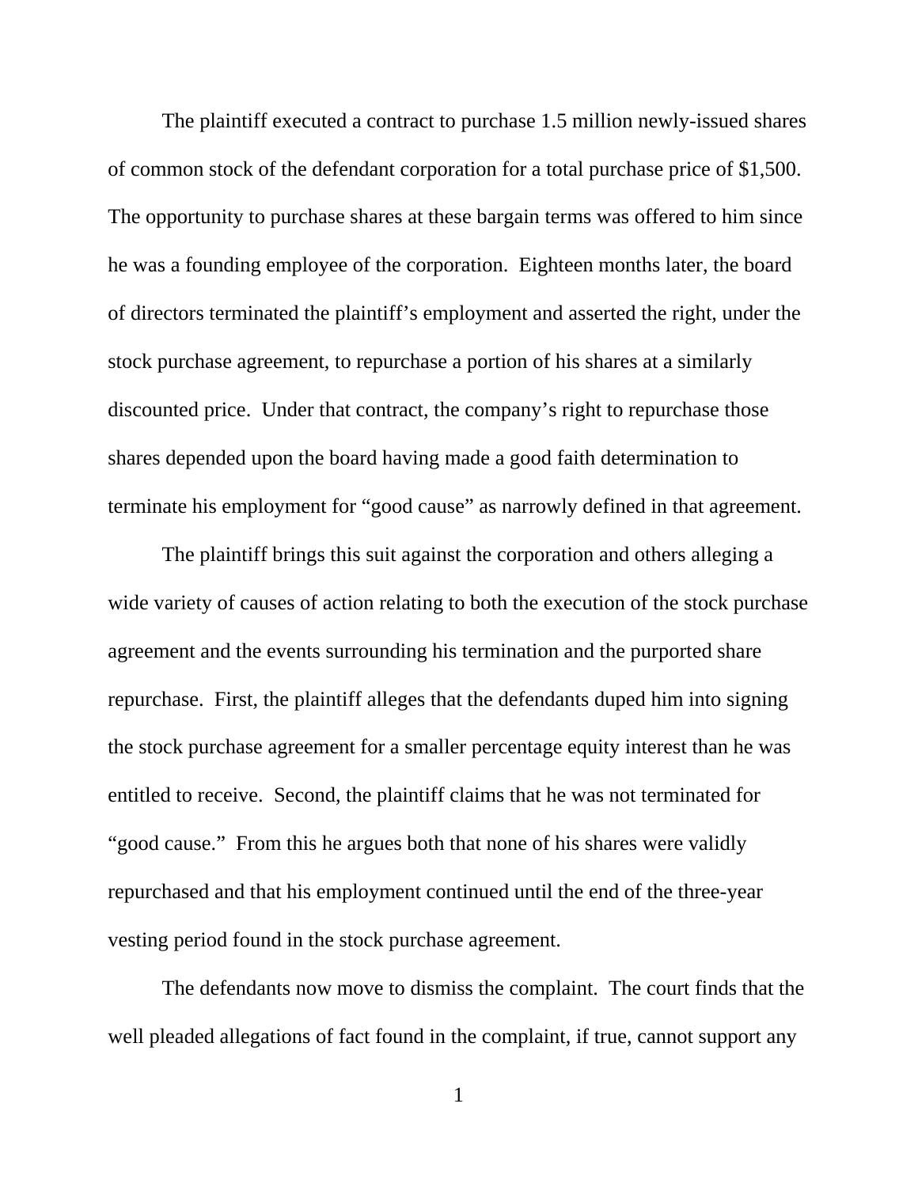The plaintiff executed a contract to purchase 1.5 million newly-issued shares of common stock of the defendant corporation for a total purchase price of $1,500. The opportunity to purchase shares at these bargain terms was offered to him since he was a founding employee of the corporation. Eighteen months later, the board of directors terminated the plaintiff's employment and asserted the right, under the stock purchase agreement, to repurchase a portion of his shares at a similarly discounted price. Under that contract, the company's right to repurchase those shares depended upon the board having made a good faith determination to terminate his employment for "good cause" as narrowly defined in that agreement.

The plaintiff brings this suit against the corporation and others alleging a wide variety of causes of action relating to both the execution of the stock purchase agreement and the events surrounding his termination and the purported share repurchase. First, the plaintiff alleges that the defendants duped him into signing the stock purchase agreement for a smaller percentage equity interest than he was entitled to receive. Second, the plaintiff claims that he was not terminated for "good cause." From this he argues both that none of his shares were validly repurchased and that his employment continued until the end of the three-year vesting period found in the stock purchase agreement.

The defendants now move to dismiss the complaint. The court finds that the well pleaded allegations of fact found in the complaint, if true, cannot support any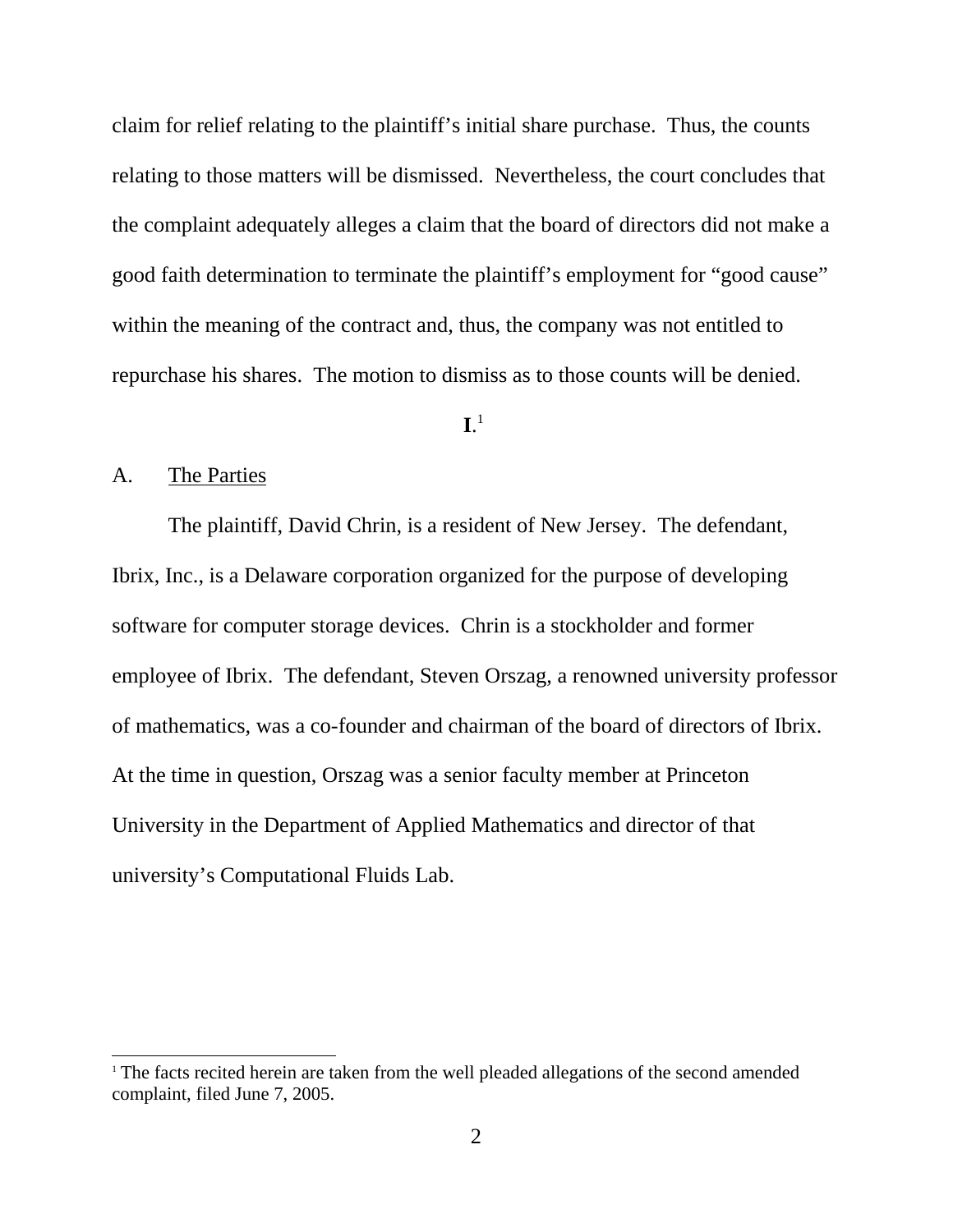claim for relief relating to the plaintiff's initial share purchase. Thus, the counts relating to those matters will be dismissed. Nevertheless, the court concludes that the complaint adequately alleges a claim that the board of directors did not make a good faith determination to terminate the plaintiff's employment for "good cause" within the meaning of the contract and, thus, the company was not entitled to repurchase his shares. The motion to dismiss as to those counts will be denied.

**I**.[1]

A. The Parties

The plaintiff, David Chrin, is a resident of New Jersey. The defendant, Ibrix, Inc., is a Delaware corporation organized for the purpose of developing software for computer storage devices. Chrin is a stockholder and former employee of Ibrix. The defendant, Steven Orszag, a renowned university professor of mathematics, was a co-founder and chairman of the board of directors of Ibrix. At the time in question, Orszag was a senior faculty member at Princeton University in the Department of Applied Mathematics and director of that university's Computational Fluids Lab.

[1] The facts recited herein are taken from the well pleaded allegations of the second amended complaint, filed June 7, 2005.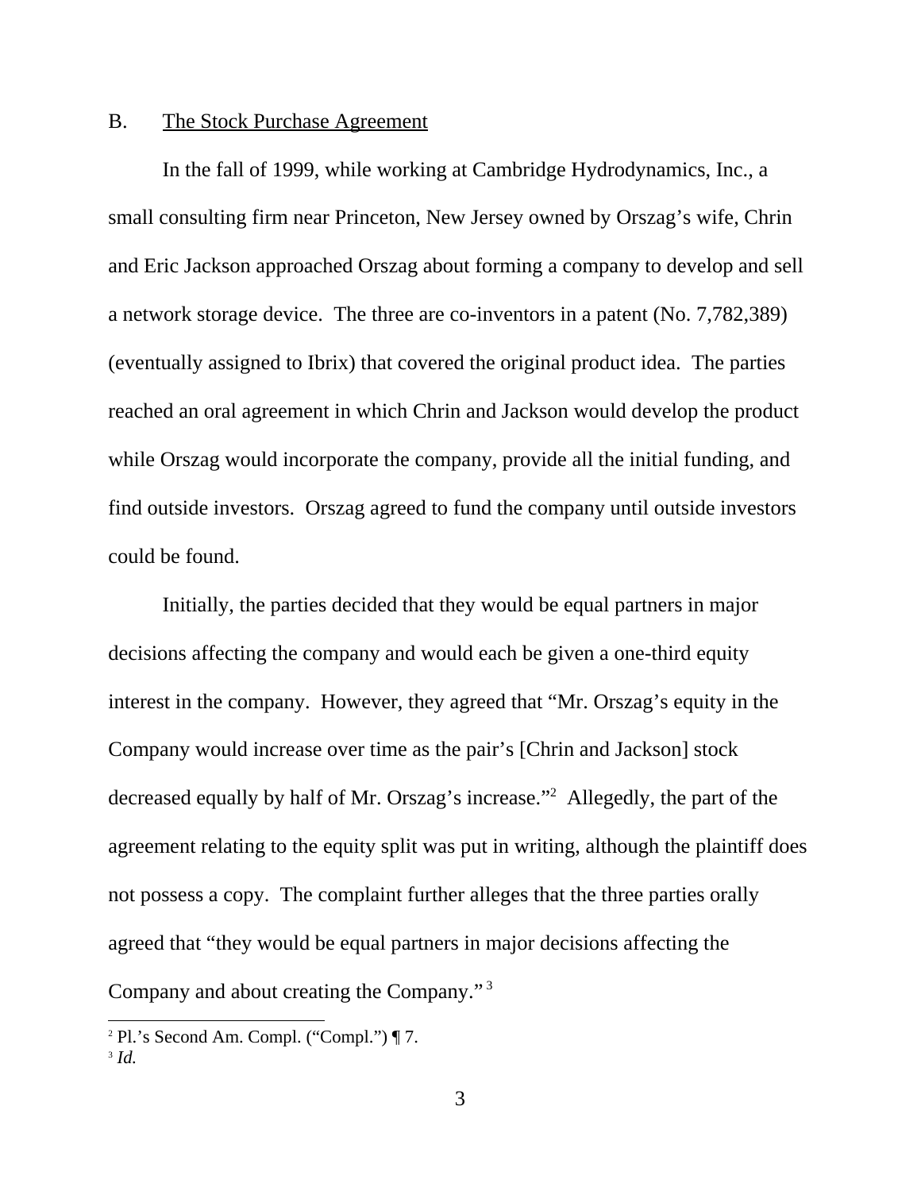## B. The Stock Purchase Agreement

In the fall of 1999, while working at Cambridge Hydrodynamics, Inc., a small consulting firm near Princeton, New Jersey owned by Orszag's wife, Chrin and Eric Jackson approached Orszag about forming a company to develop and sell a network storage device. The three are co-inventors in a patent (No. 7,782,389) (eventually assigned to Ibrix) that covered the original product idea. The parties reached an oral agreement in which Chrin and Jackson would develop the product while Orszag would incorporate the company, provide all the initial funding, and find outside investors. Orszag agreed to fund the company until outside investors could be found.

Initially, the parties decided that they would be equal partners in major decisions affecting the company and would each be given a one-third equity interest in the company. However, they agreed that "Mr. Orszag's equity in the Company would increase over time as the pair's [Chrin and Jackson] stock decreased equally by half of Mr. Orszag's increase."[2] Allegedly, the part of the agreement relating to the equity split was put in writing, although the plaintiff does not possess a copy. The complaint further alleges that the three parties orally agreed that "they would be equal partners in major decisions affecting the Company and about creating the Company."[3]

---

[2] Pl.'s Second Am. Compl. ("Compl.") ¶ 7.

[3] *Id.*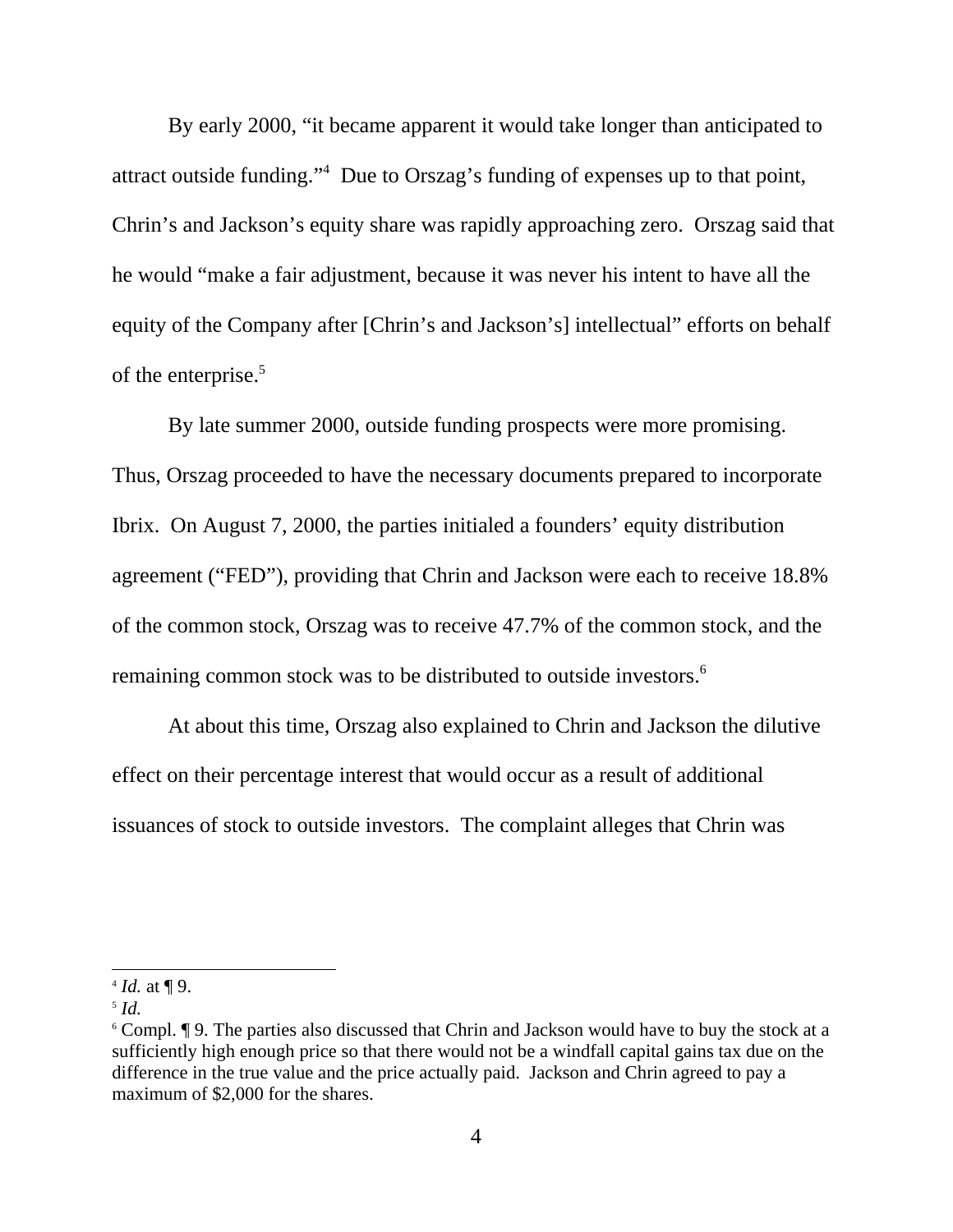By early 2000, "it became apparent it would take longer than anticipated to attract outside funding."[4] Due to Orszag's funding of expenses up to that point, Chrin's and Jackson's equity share was rapidly approaching zero. Orszag said that he would "make a fair adjustment, because it was never his intent to have all the equity of the Company after [Chrin's and Jackson's] intellectual" efforts on behalf of the enterprise.[5]

By late summer 2000, outside funding prospects were more promising. Thus, Orszag proceeded to have the necessary documents prepared to incorporate Ibrix. On August 7, 2000, the parties initialed a founders' equity distribution agreement ("FED"), providing that Chrin and Jackson were each to receive 18.8% of the common stock, Orszag was to receive 47.7% of the common stock, and the remaining common stock was to be distributed to outside investors.[6]

At about this time, Orszag also explained to Chrin and Jackson the dilutive effect on their percentage interest that would occur as a result of additional issuances of stock to outside investors. The complaint alleges that Chrin was

---

[4] *Id.* at ¶ 9.

[5] *Id.*

[6] Compl. ¶ 9. The parties also discussed that Chrin and Jackson would have to buy the stock at a sufficiently high enough price so that there would not be a windfall capital gains tax due on the difference in the true value and the price actually paid. Jackson and Chrin agreed to pay a maximum of $2,000 for the shares.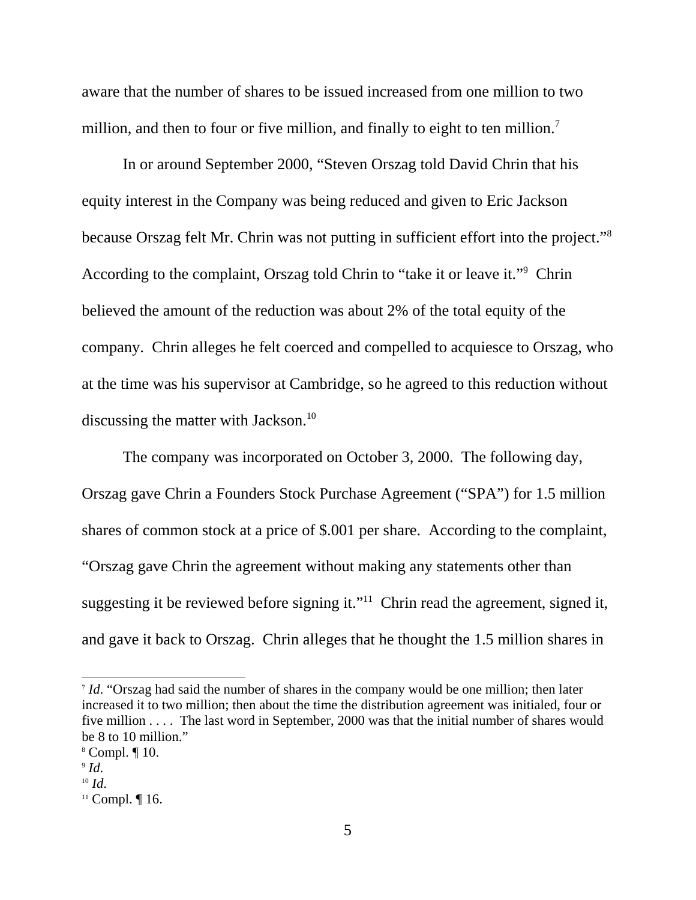aware that the number of shares to be issued increased from one million to two million, and then to four or five million, and finally to eight to ten million.[7]

In or around September 2000, "Steven Orszag told David Chrin that his equity interest in the Company was being reduced and given to Eric Jackson because Orszag felt Mr. Chrin was not putting in sufficient effort into the project."[8] According to the complaint, Orszag told Chrin to "take it or leave it."[9] Chrin believed the amount of the reduction was about 2% of the total equity of the company. Chrin alleges he felt coerced and compelled to acquiesce to Orszag, who at the time was his supervisor at Cambridge, so he agreed to this reduction without discussing the matter with Jackson.[10]

The company was incorporated on October 3, 2000. The following day, Orszag gave Chrin a Founders Stock Purchase Agreement ("SPA") for 1.5 million shares of common stock at a price of $.001 per share. According to the complaint, "Orszag gave Chrin the agreement without making any statements other than suggesting it be reviewed before signing it."[11] Chrin read the agreement, signed it, and gave it back to Orszag. Chrin alleges that he thought the 1.5 million shares in

---

[7] *Id*. "Orszag had said the number of shares in the company would be one million; then later increased it to two million; then about the time the distribution agreement was initialed, four or five million . . . . The last word in September, 2000 was that the initial number of shares would be 8 to 10 million."

[8] Compl. ¶ 10.

[9] *Id*.

[10] *Id*.

[11] Compl. ¶ 16.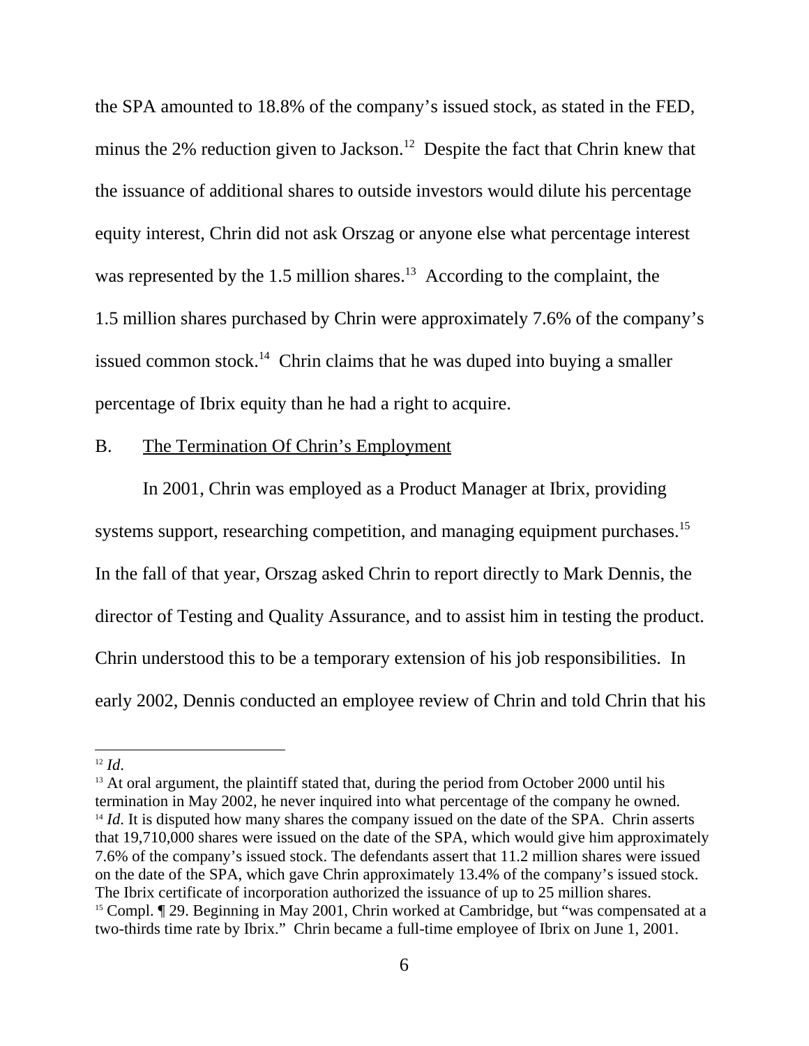the SPA amounted to 18.8% of the company's issued stock, as stated in the FED, minus the 2% reduction given to Jackson.[12] Despite the fact that Chrin knew that the issuance of additional shares to outside investors would dilute his percentage equity interest, Chrin did not ask Orszag or anyone else what percentage interest was represented by the 1.5 million shares.[13] According to the complaint, the 1.5 million shares purchased by Chrin were approximately 7.6% of the company's issued common stock.[14] Chrin claims that he was duped into buying a smaller percentage of Ibrix equity than he had a right to acquire.

B. The Termination Of Chrin's Employment

In 2001, Chrin was employed as a Product Manager at Ibrix, providing systems support, researching competition, and managing equipment purchases.[15] In the fall of that year, Orszag asked Chrin to report directly to Mark Dennis, the director of Testing and Quality Assurance, and to assist him in testing the product. Chrin understood this to be a temporary extension of his job responsibilities. In early 2002, Dennis conducted an employee review of Chrin and told Chrin that his

---

[12] *Id.*

[13] At oral argument, the plaintiff stated that, during the period from October 2000 until his termination in May 2002, he never inquired into what percentage of the company he owned.

[14] *Id*. It is disputed how many shares the company issued on the date of the SPA. Chrin asserts that 19,710,000 shares were issued on the date of the SPA, which would give him approximately 7.6% of the company's issued stock. The defendants assert that 11.2 million shares were issued on the date of the SPA, which gave Chrin approximately 13.4% of the company's issued stock. The Ibrix certificate of incorporation authorized the issuance of up to 25 million shares.

[15] Compl. ¶ 29. Beginning in May 2001, Chrin worked at Cambridge, but "was compensated at a two-thirds time rate by Ibrix." Chrin became a full-time employee of Ibrix on June 1, 2001.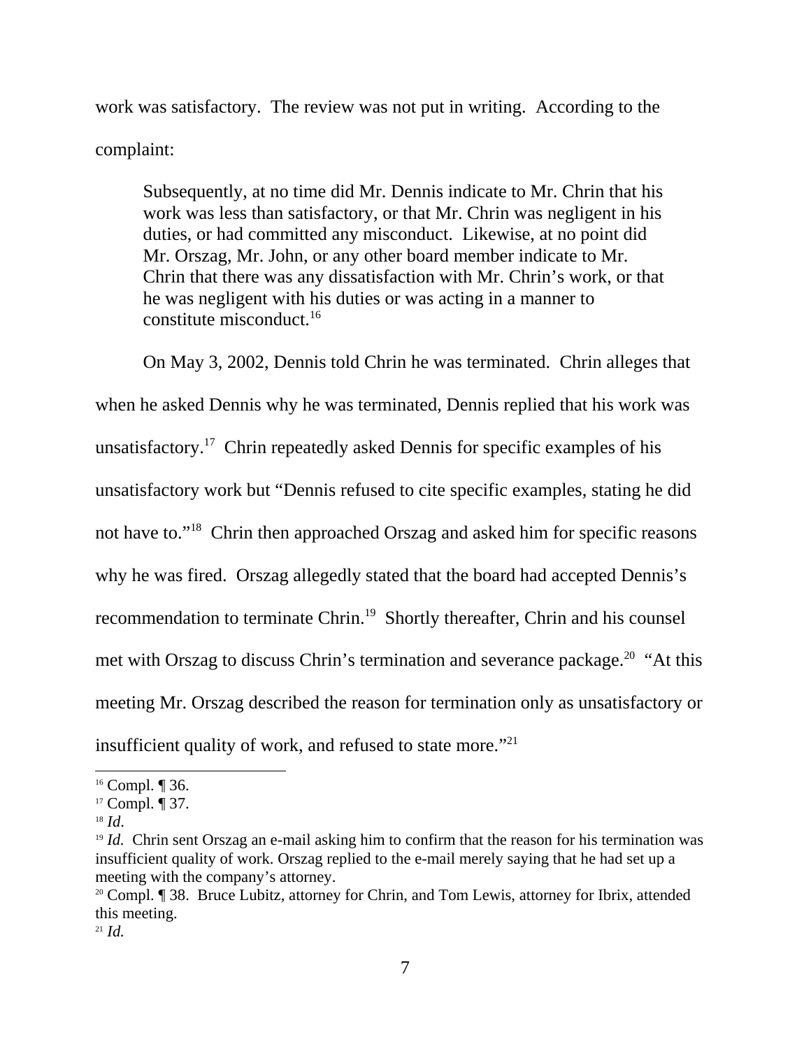work was satisfactory. The review was not put in writing. According to the complaint:

> Subsequently, at no time did Mr. Dennis indicate to Mr. Chrin that his work was less than satisfactory, or that Mr. Chrin was negligent in his duties, or had committed any misconduct. Likewise, at no point did Mr. Orszag, Mr. John, or any other board member indicate to Mr. Chrin that there was any dissatisfaction with Mr. Chrin's work, or that he was negligent with his duties or was acting in a manner to constitute misconduct.[16]

On May 3, 2002, Dennis told Chrin he was terminated. Chrin alleges that when he asked Dennis why he was terminated, Dennis replied that his work was unsatisfactory.[17] Chrin repeatedly asked Dennis for specific examples of his unsatisfactory work but "Dennis refused to cite specific examples, stating he did not have to."[18] Chrin then approached Orszag and asked him for specific reasons why he was fired. Orszag allegedly stated that the board had accepted Dennis's recommendation to terminate Chrin.[19] Shortly thereafter, Chrin and his counsel met with Orszag to discuss Chrin's termination and severance package.[20] "At this meeting Mr. Orszag described the reason for termination only as unsatisfactory or insufficient quality of work, and refused to state more."[21]

---

[16] Compl. ¶ 36.

[17] Compl. ¶ 37.

[18] *Id.*

[19] *Id.* Chrin sent Orszag an e-mail asking him to confirm that the reason for his termination was insufficient quality of work. Orszag replied to the e-mail merely saying that he had set up a meeting with the company's attorney.

[20] Compl. ¶ 38. Bruce Lubitz, attorney for Chrin, and Tom Lewis, attorney for Ibrix, attended this meeting.

[21] *Id.*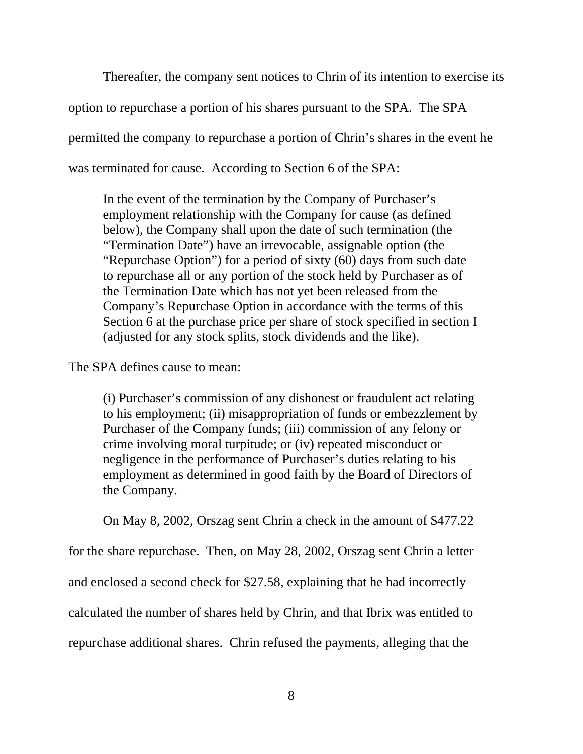Thereafter, the company sent notices to Chrin of its intention to exercise its option to repurchase a portion of his shares pursuant to the SPA. The SPA permitted the company to repurchase a portion of Chrin's shares in the event he was terminated for cause. According to Section 6 of the SPA:

> In the event of the termination by the Company of Purchaser's employment relationship with the Company for cause (as defined below), the Company shall upon the date of such termination (the "Termination Date") have an irrevocable, assignable option (the "Repurchase Option") for a period of sixty (60) days from such date to repurchase all or any portion of the stock held by Purchaser as of the Termination Date which has not yet been released from the Company's Repurchase Option in accordance with the terms of this Section 6 at the purchase price per share of stock specified in section I (adjusted for any stock splits, stock dividends and the like).

The SPA defines cause to mean:

> (i) Purchaser's commission of any dishonest or fraudulent act relating to his employment; (ii) misappropriation of funds or embezzlement by Purchaser of the Company funds; (iii) commission of any felony or crime involving moral turpitude; or (iv) repeated misconduct or negligence in the performance of Purchaser's duties relating to his employment as determined in good faith by the Board of Directors of the Company.

On May 8, 2002, Orszag sent Chrin a check in the amount of $477.22 for the share repurchase. Then, on May 28, 2002, Orszag sent Chrin a letter and enclosed a second check for $27.58, explaining that he had incorrectly calculated the number of shares held by Chrin, and that Ibrix was entitled to repurchase additional shares. Chrin refused the payments, alleging that the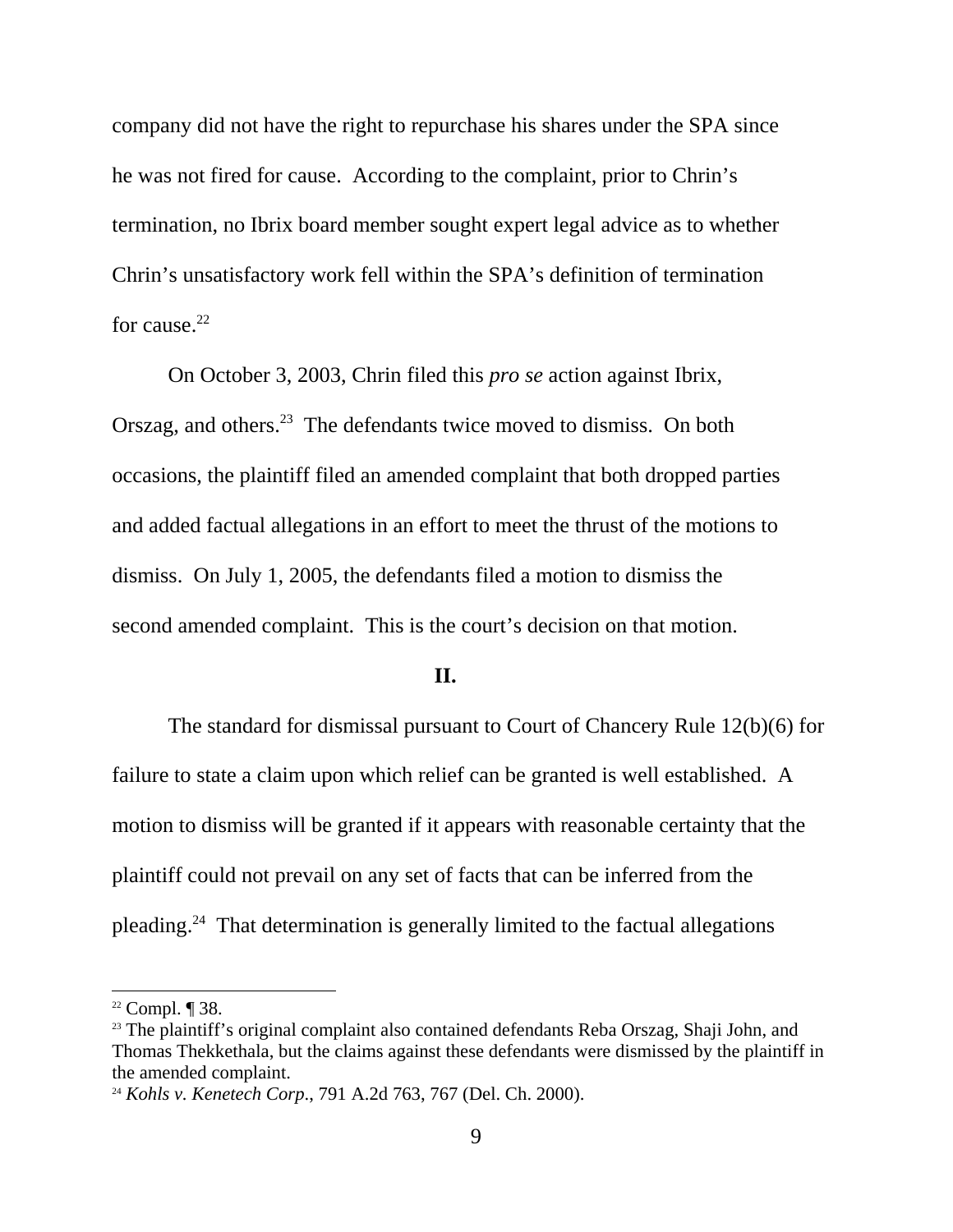company did not have the right to repurchase his shares under the SPA since he was not fired for cause. According to the complaint, prior to Chrin's termination, no Ibrix board member sought expert legal advice as to whether Chrin's unsatisfactory work fell within the SPA's definition of termination for cause.[22]

On October 3, 2003, Chrin filed this *pro se* action against Ibrix, Orszag, and others.[23] The defendants twice moved to dismiss. On both occasions, the plaintiff filed an amended complaint that both dropped parties and added factual allegations in an effort to meet the thrust of the motions to dismiss. On July 1, 2005, the defendants filed a motion to dismiss the second amended complaint. This is the court's decision on that motion.

**II.**

The standard for dismissal pursuant to Court of Chancery Rule 12(b)(6) for failure to state a claim upon which relief can be granted is well established. A motion to dismiss will be granted if it appears with reasonable certainty that the plaintiff could not prevail on any set of facts that can be inferred from the pleading.[24] That determination is generally limited to the factual allegations

---

[22] Compl. ¶ 38.

[23] The plaintiff's original complaint also contained defendants Reba Orszag, Shaji John, and Thomas Thekkethala, but the claims against these defendants were dismissed by the plaintiff in the amended complaint.

[24] *Kohls v. Kenetech Corp.*, 791 A.2d 763, 767 (Del. Ch. 2000).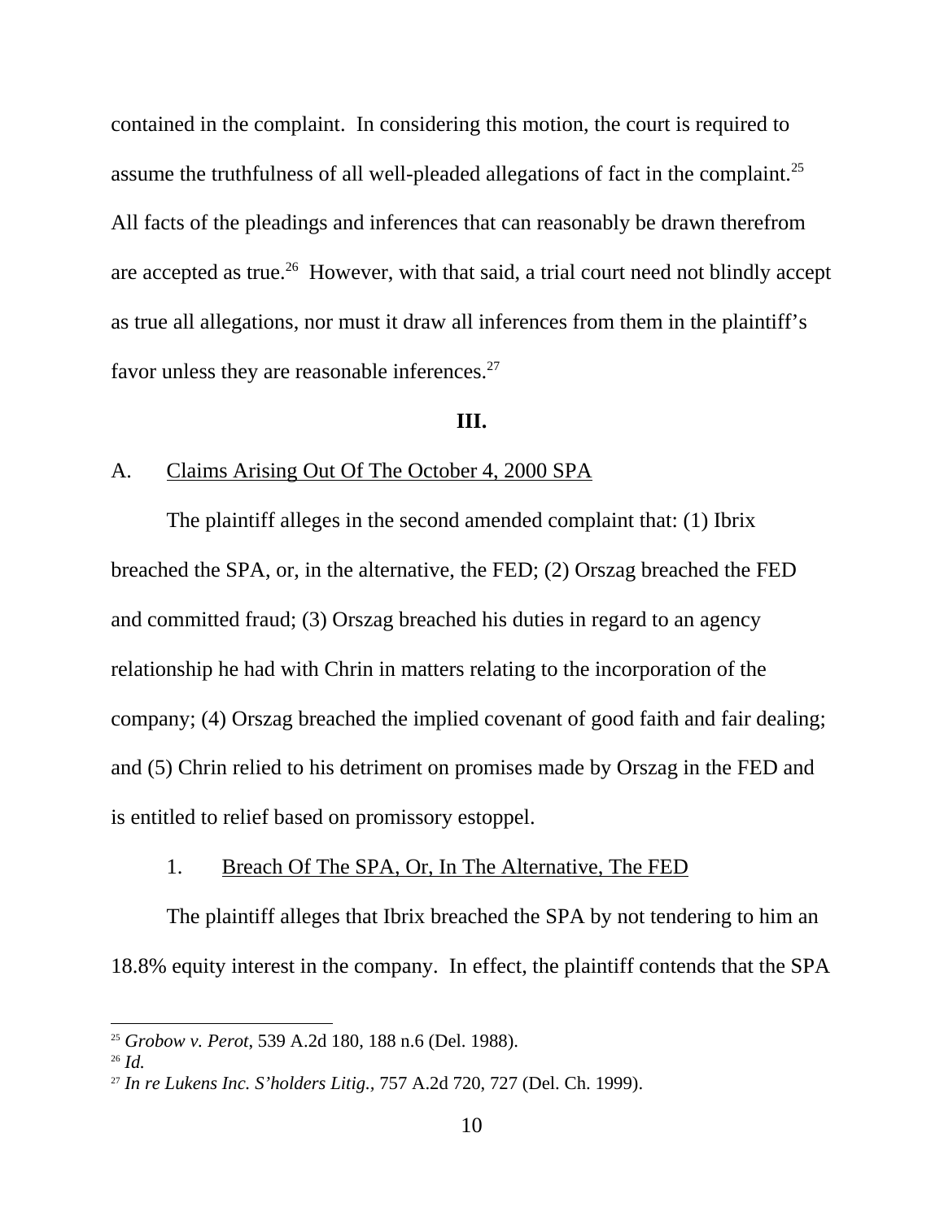contained in the complaint. In considering this motion, the court is required to assume the truthfulness of all well-pleaded allegations of fact in the complaint.[25] All facts of the pleadings and inferences that can reasonably be drawn therefrom are accepted as true.[26] However, with that said, a trial court need not blindly accept as true all allegations, nor must it draw all inferences from them in the plaintiff's favor unless they are reasonable inferences.[27]

## III.

### A. Claims Arising Out Of The October 4, 2000 SPA

The plaintiff alleges in the second amended complaint that: (1) Ibrix breached the SPA, or, in the alternative, the FED; (2) Orszag breached the FED and committed fraud; (3) Orszag breached his duties in regard to an agency relationship he had with Chrin in matters relating to the incorporation of the company; (4) Orszag breached the implied covenant of good faith and fair dealing; and (5) Chrin relied to his detriment on promises made by Orszag in the FED and is entitled to relief based on promissory estoppel.

#### 1. Breach Of The SPA, Or, In The Alternative, The FED

The plaintiff alleges that Ibrix breached the SPA by not tendering to him an 18.8% equity interest in the company. In effect, the plaintiff contends that the SPA

---

[25] *Grobow v. Perot*, 539 A.2d 180, 188 n.6 (Del. 1988).

[26] *Id.*

[27] *In re Lukens Inc. S'holders Litig.*, 757 A.2d 720, 727 (Del. Ch. 1999).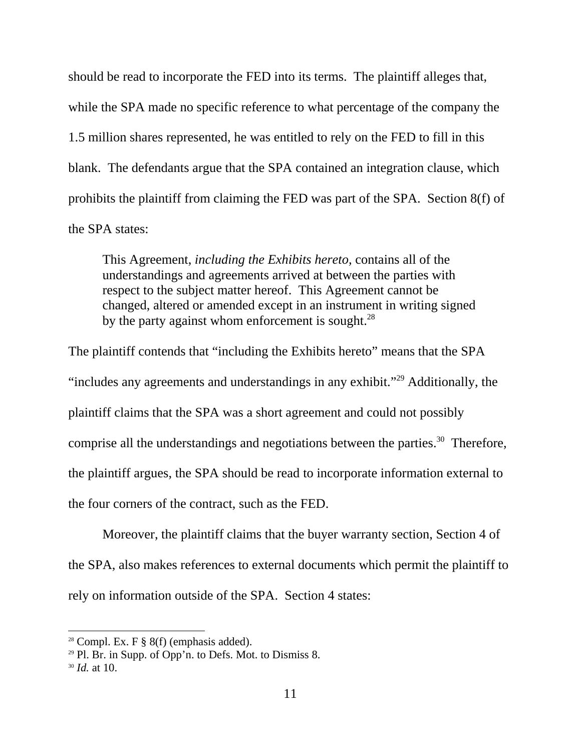should be read to incorporate the FED into its terms. The plaintiff alleges that, while the SPA made no specific reference to what percentage of the company the 1.5 million shares represented, he was entitled to rely on the FED to fill in this blank. The defendants argue that the SPA contained an integration clause, which prohibits the plaintiff from claiming the FED was part of the SPA. Section 8(f) of the SPA states:

> This Agreement, *including the Exhibits hereto,* contains all of the understandings and agreements arrived at between the parties with respect to the subject matter hereof. This Agreement cannot be changed, altered or amended except in an instrument in writing signed by the party against whom enforcement is sought.[28]

The plaintiff contends that "including the Exhibits hereto" means that the SPA "includes any agreements and understandings in any exhibit."[29] Additionally, the plaintiff claims that the SPA was a short agreement and could not possibly comprise all the understandings and negotiations between the parties.[30] Therefore, the plaintiff argues, the SPA should be read to incorporate information external to the four corners of the contract, such as the FED.

Moreover, the plaintiff claims that the buyer warranty section, Section 4 of the SPA, also makes references to external documents which permit the plaintiff to rely on information outside of the SPA. Section 4 states:

---

[28] Compl. Ex. F § 8(f) (emphasis added).

[29] Pl. Br. in Supp. of Opp'n. to Defs. Mot. to Dismiss 8.

[30] *Id.* at 10.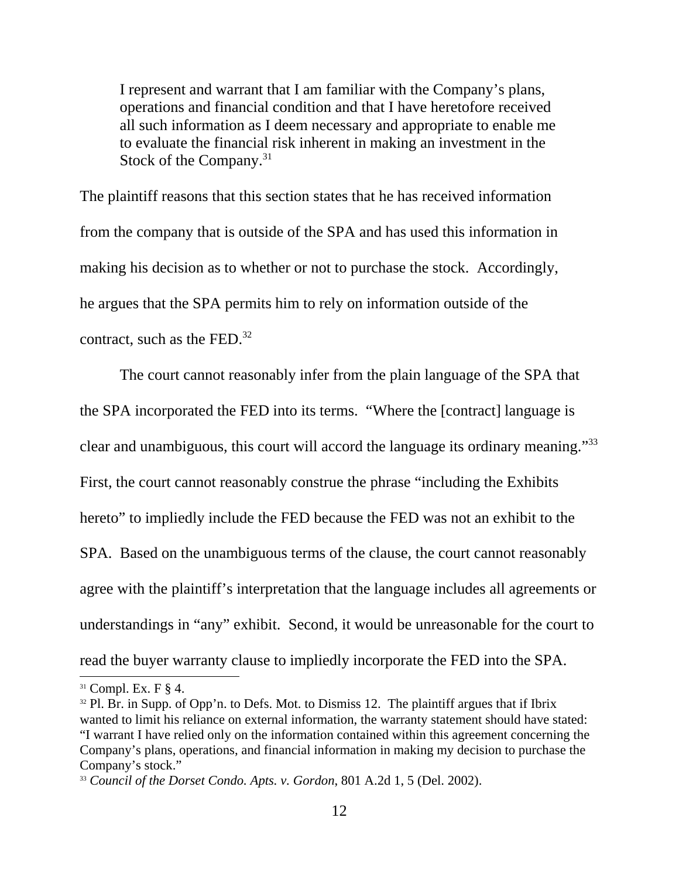> I represent and warrant that I am familiar with the Company's plans, operations and financial condition and that I have heretofore received all such information as I deem necessary and appropriate to enable me to evaluate the financial risk inherent in making an investment in the Stock of the Company.[31]

The plaintiff reasons that this section states that he has received information from the company that is outside of the SPA and has used this information in making his decision as to whether or not to purchase the stock. Accordingly, he argues that the SPA permits him to rely on information outside of the contract, such as the FED.[32]

The court cannot reasonably infer from the plain language of the SPA that the SPA incorporated the FED into its terms. "Where the [contract] language is clear and unambiguous, this court will accord the language its ordinary meaning."[33] First, the court cannot reasonably construe the phrase "including the Exhibits hereto" to impliedly include the FED because the FED was not an exhibit to the SPA. Based on the unambiguous terms of the clause, the court cannot reasonably agree with the plaintiff's interpretation that the language includes all agreements or understandings in "any" exhibit. Second, it would be unreasonable for the court to read the buyer warranty clause to impliedly incorporate the FED into the SPA.

---

[31] Compl. Ex. F § 4.

[32] Pl. Br. in Supp. of Opp'n. to Defs. Mot. to Dismiss 12. The plaintiff argues that if Ibrix wanted to limit his reliance on external information, the warranty statement should have stated: "I warrant I have relied only on the information contained within this agreement concerning the Company's plans, operations, and financial information in making my decision to purchase the Company's stock."

[33] *Council of the Dorset Condo. Apts. v. Gordon*, 801 A.2d 1, 5 (Del. 2002).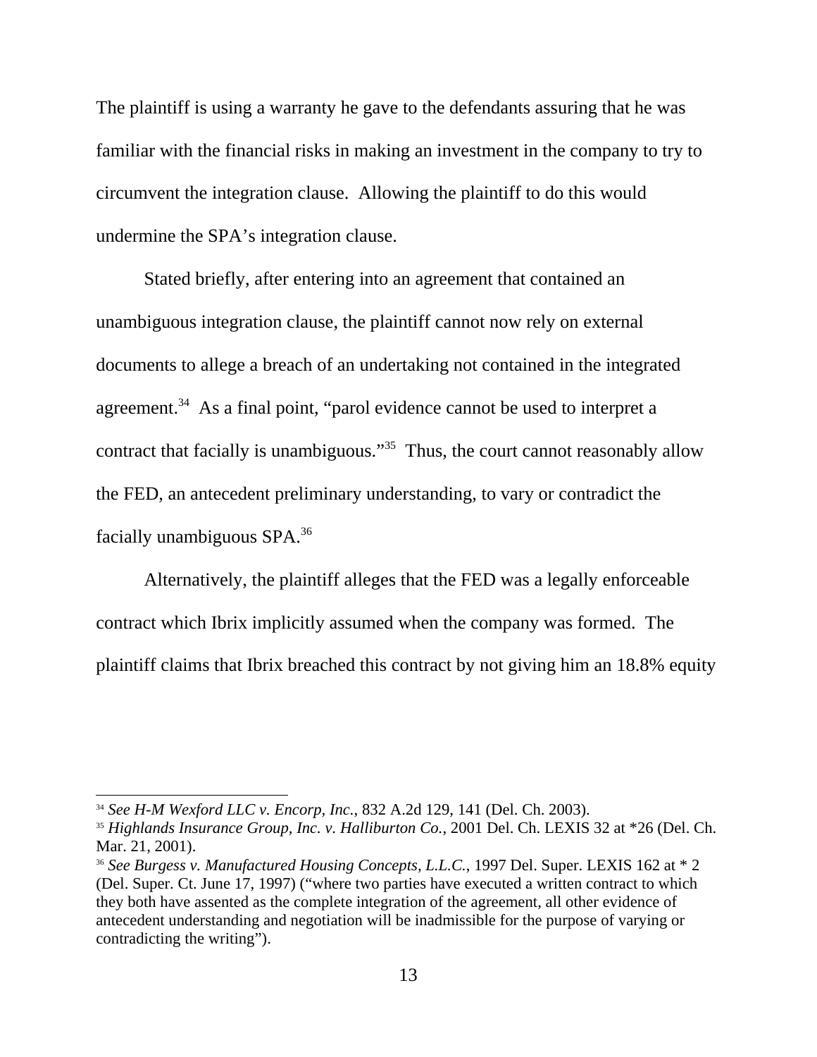The plaintiff is using a warranty he gave to the defendants assuring that he was familiar with the financial risks in making an investment in the company to try to circumvent the integration clause. Allowing the plaintiff to do this would undermine the SPA's integration clause.

Stated briefly, after entering into an agreement that contained an unambiguous integration clause, the plaintiff cannot now rely on external documents to allege a breach of an undertaking not contained in the integrated agreement.[34] As a final point, "parol evidence cannot be used to interpret a contract that facially is unambiguous."[35] Thus, the court cannot reasonably allow the FED, an antecedent preliminary understanding, to vary or contradict the facially unambiguous SPA.[36]

Alternatively, the plaintiff alleges that the FED was a legally enforceable contract which Ibrix implicitly assumed when the company was formed. The plaintiff claims that Ibrix breached this contract by not giving him an 18.8% equity

---

[34] *See H-M Wexford LLC v. Encorp, Inc.*, 832 A.2d 129, 141 (Del. Ch. 2003).

[35] *Highlands Insurance Group, Inc. v. Halliburton Co.*, 2001 Del. Ch. LEXIS 32 at *26 (Del. Ch. Mar. 21, 2001).

[36] *See Burgess v. Manufactured Housing Concepts, L.L.C.*, 1997 Del. Super. LEXIS 162 at * 2 (Del. Super. Ct. June 17, 1997) ("where two parties have executed a written contract to which they both have assented as the complete integration of the agreement, all other evidence of antecedent understanding and negotiation will be inadmissible for the purpose of varying or contradicting the writing").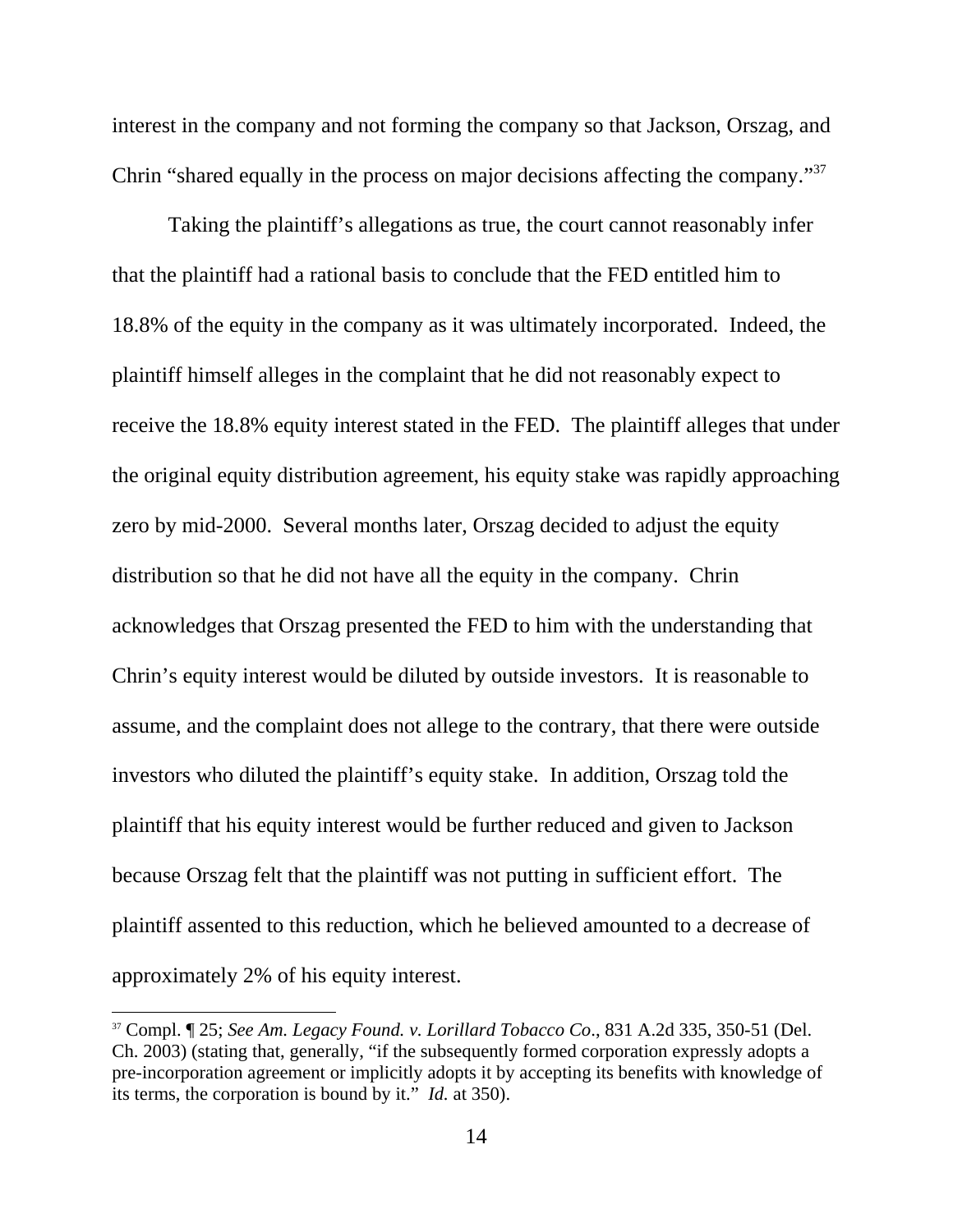interest in the company and not forming the company so that Jackson, Orszag, and Chrin "shared equally in the process on major decisions affecting the company."[37]

Taking the plaintiff's allegations as true, the court cannot reasonably infer that the plaintiff had a rational basis to conclude that the FED entitled him to 18.8% of the equity in the company as it was ultimately incorporated. Indeed, the plaintiff himself alleges in the complaint that he did not reasonably expect to receive the 18.8% equity interest stated in the FED. The plaintiff alleges that under the original equity distribution agreement, his equity stake was rapidly approaching zero by mid-2000. Several months later, Orszag decided to adjust the equity distribution so that he did not have all the equity in the company. Chrin acknowledges that Orszag presented the FED to him with the understanding that Chrin's equity interest would be diluted by outside investors. It is reasonable to assume, and the complaint does not allege to the contrary, that there were outside investors who diluted the plaintiff's equity stake. In addition, Orszag told the plaintiff that his equity interest would be further reduced and given to Jackson because Orszag felt that the plaintiff was not putting in sufficient effort. The plaintiff assented to this reduction, which he believed amounted to a decrease of approximately 2% of his equity interest.

---

[37] Compl. ¶ 25; *See Am. Legacy Found. v. Lorillard Tobacco Co*., 831 A.2d 335, 350-51 (Del. Ch. 2003) (stating that, generally, "if the subsequently formed corporation expressly adopts a pre-incorporation agreement or implicitly adopts it by accepting its benefits with knowledge of its terms, the corporation is bound by it." *Id.* at 350).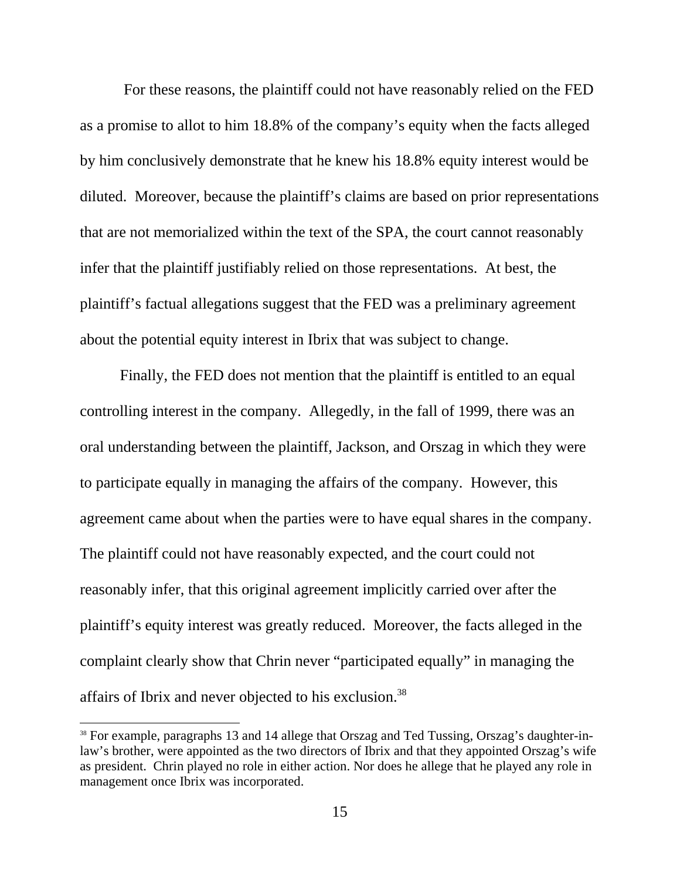For these reasons, the plaintiff could not have reasonably relied on the FED as a promise to allot to him 18.8% of the company's equity when the facts alleged by him conclusively demonstrate that he knew his 18.8% equity interest would be diluted. Moreover, because the plaintiff's claims are based on prior representations that are not memorialized within the text of the SPA, the court cannot reasonably infer that the plaintiff justifiably relied on those representations. At best, the plaintiff's factual allegations suggest that the FED was a preliminary agreement about the potential equity interest in Ibrix that was subject to change.

Finally, the FED does not mention that the plaintiff is entitled to an equal controlling interest in the company. Allegedly, in the fall of 1999, there was an oral understanding between the plaintiff, Jackson, and Orszag in which they were to participate equally in managing the affairs of the company. However, this agreement came about when the parties were to have equal shares in the company. The plaintiff could not have reasonably expected, and the court could not reasonably infer, that this original agreement implicitly carried over after the plaintiff's equity interest was greatly reduced. Moreover, the facts alleged in the complaint clearly show that Chrin never "participated equally" in managing the affairs of Ibrix and never objected to his exclusion.[38]

---

[38] For example, paragraphs 13 and 14 allege that Orszag and Ted Tussing, Orszag's daughter-in-law's brother, were appointed as the two directors of Ibrix and that they appointed Orszag's wife as president. Chrin played no role in either action. Nor does he allege that he played any role in management once Ibrix was incorporated.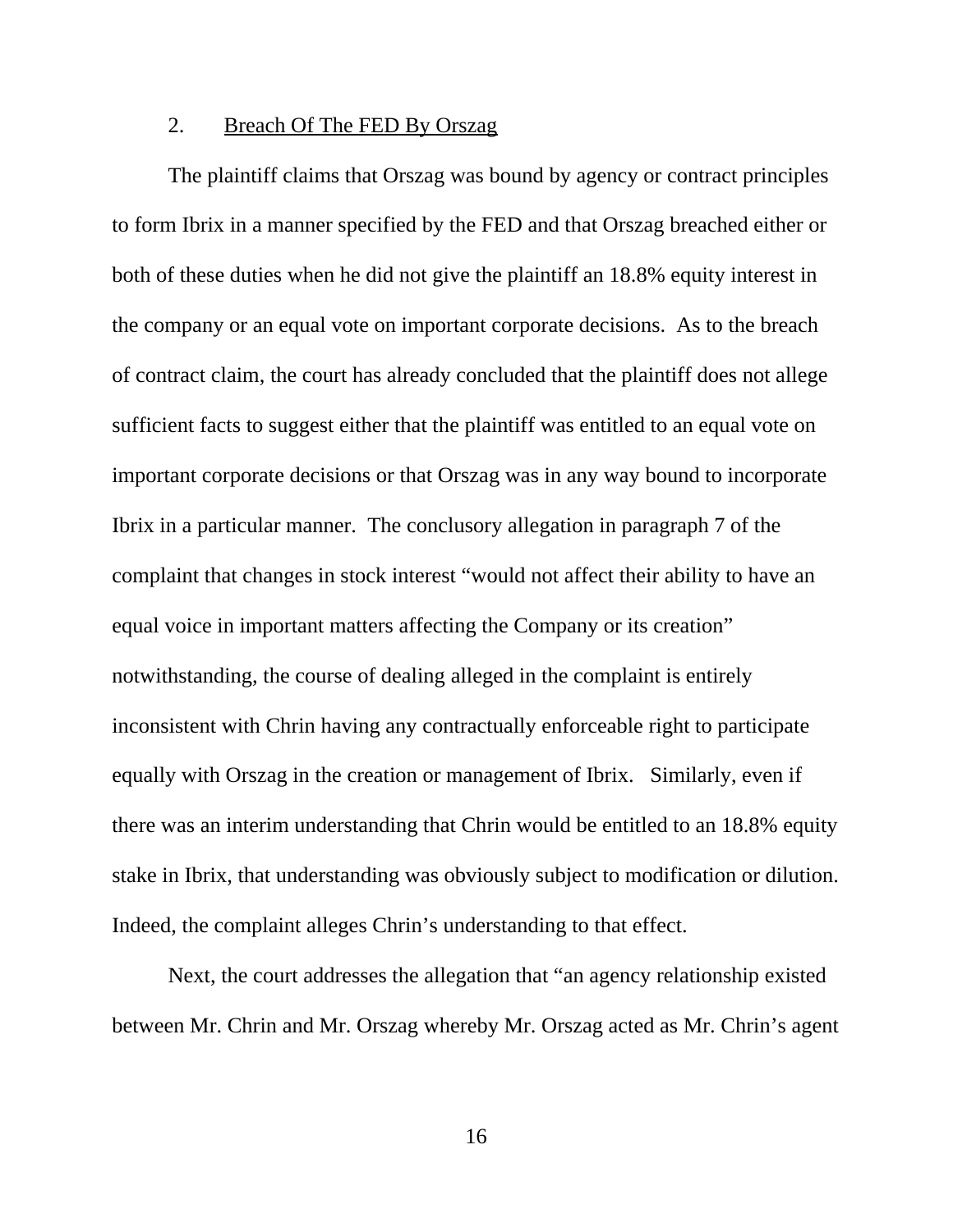2. <u>Breach Of The FED By Orszag</u>

The plaintiff claims that Orszag was bound by agency or contract principles to form Ibrix in a manner specified by the FED and that Orszag breached either or both of these duties when he did not give the plaintiff an 18.8% equity interest in the company or an equal vote on important corporate decisions. As to the breach of contract claim, the court has already concluded that the plaintiff does not allege sufficient facts to suggest either that the plaintiff was entitled to an equal vote on important corporate decisions or that Orszag was in any way bound to incorporate Ibrix in a particular manner. The conclusory allegation in paragraph 7 of the complaint that changes in stock interest "would not affect their ability to have an equal voice in important matters affecting the Company or its creation" notwithstanding, the course of dealing alleged in the complaint is entirely inconsistent with Chrin having any contractually enforceable right to participate equally with Orszag in the creation or management of Ibrix. Similarly, even if there was an interim understanding that Chrin would be entitled to an 18.8% equity stake in Ibrix, that understanding was obviously subject to modification or dilution. Indeed, the complaint alleges Chrin's understanding to that effect.

Next, the court addresses the allegation that "an agency relationship existed between Mr. Chrin and Mr. Orszag whereby Mr. Orszag acted as Mr. Chrin's agent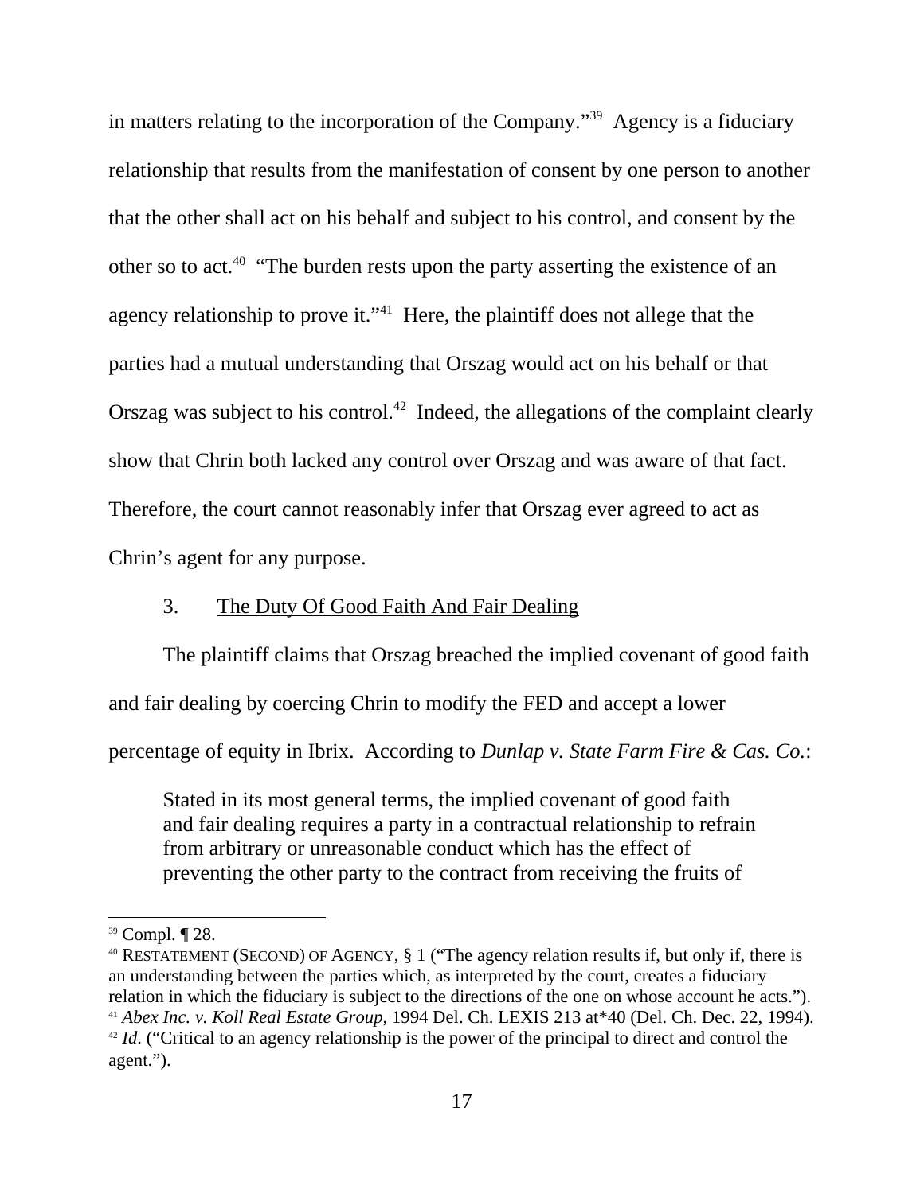in matters relating to the incorporation of the Company."[39] Agency is a fiduciary relationship that results from the manifestation of consent by one person to another that the other shall act on his behalf and subject to his control, and consent by the other so to act.[40] "The burden rests upon the party asserting the existence of an agency relationship to prove it."[41] Here, the plaintiff does not allege that the parties had a mutual understanding that Orszag would act on his behalf or that Orszag was subject to his control.[42] Indeed, the allegations of the complaint clearly show that Chrin both lacked any control over Orszag and was aware of that fact. Therefore, the court cannot reasonably infer that Orszag ever agreed to act as Chrin's agent for any purpose.

3. <u>The Duty Of Good Faith And Fair Dealing</u>

The plaintiff claims that Orszag breached the implied covenant of good faith and fair dealing by coercing Chrin to modify the FED and accept a lower percentage of equity in Ibrix. According to *Dunlap v. State Farm Fire & Cas. Co.*:

> Stated in its most general terms, the implied covenant of good faith and fair dealing requires a party in a contractual relationship to refrain from arbitrary or unreasonable conduct which has the effect of preventing the other party to the contract from receiving the fruits of

---

[39] Compl. ¶ 28.

[40] RESTATEMENT (SECOND) OF AGENCY, § 1 ("The agency relation results if, but only if, there is an understanding between the parties which, as interpreted by the court, creates a fiduciary relation in which the fiduciary is subject to the directions of the one on whose account he acts.").

[41] *Abex Inc. v. Koll Real Estate Group*, 1994 Del. Ch. LEXIS 213 at*40 (Del. Ch. Dec. 22, 1994).

[42] *Id*. ("Critical to an agency relationship is the power of the principal to direct and control the agent.").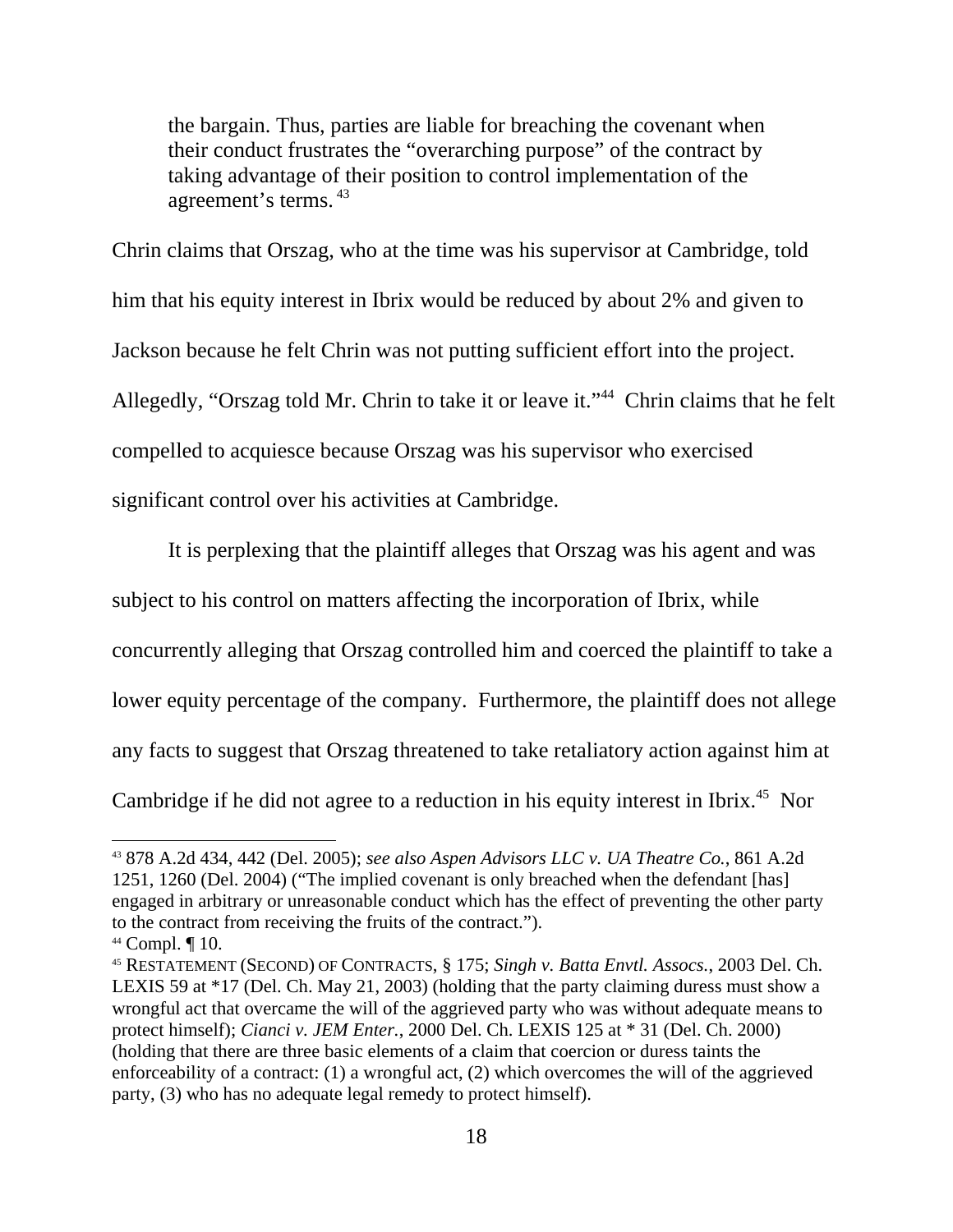> the bargain. Thus, parties are liable for breaching the covenant when their conduct frustrates the "overarching purpose" of the contract by taking advantage of their position to control implementation of the agreement's terms.[43]

Chrin claims that Orszag, who at the time was his supervisor at Cambridge, told him that his equity interest in Ibrix would be reduced by about 2% and given to Jackson because he felt Chrin was not putting sufficient effort into the project. Allegedly, "Orszag told Mr. Chrin to take it or leave it."[44] Chrin claims that he felt compelled to acquiesce because Orszag was his supervisor who exercised significant control over his activities at Cambridge.

It is perplexing that the plaintiff alleges that Orszag was his agent and was subject to his control on matters affecting the incorporation of Ibrix, while concurrently alleging that Orszag controlled him and coerced the plaintiff to take a lower equity percentage of the company. Furthermore, the plaintiff does not allege any facts to suggest that Orszag threatened to take retaliatory action against him at Cambridge if he did not agree to a reduction in his equity interest in Ibrix.[45] Nor

---

[43] 878 A.2d 434, 442 (Del. 2005); *see also Aspen Advisors LLC v. UA Theatre Co.*, 861 A.2d 1251, 1260 (Del. 2004) ("The implied covenant is only breached when the defendant [has] engaged in arbitrary or unreasonable conduct which has the effect of preventing the other party to the contract from receiving the fruits of the contract.").

[44] Compl. ¶ 10.

[45] RESTATEMENT (SECOND) OF CONTRACTS, § 175; *Singh v. Batta Envtl. Assocs.*, 2003 Del. Ch. LEXIS 59 at *17 (Del. Ch. May 21, 2003) (holding that the party claiming duress must show a wrongful act that overcame the will of the aggrieved party who was without adequate means to protect himself); *Cianci v. JEM Enter.*, 2000 Del. Ch. LEXIS 125 at * 31 (Del. Ch. 2000) (holding that there are three basic elements of a claim that coercion or duress taints the enforceability of a contract: (1) a wrongful act, (2) which overcomes the will of the aggrieved party, (3) who has no adequate legal remedy to protect himself).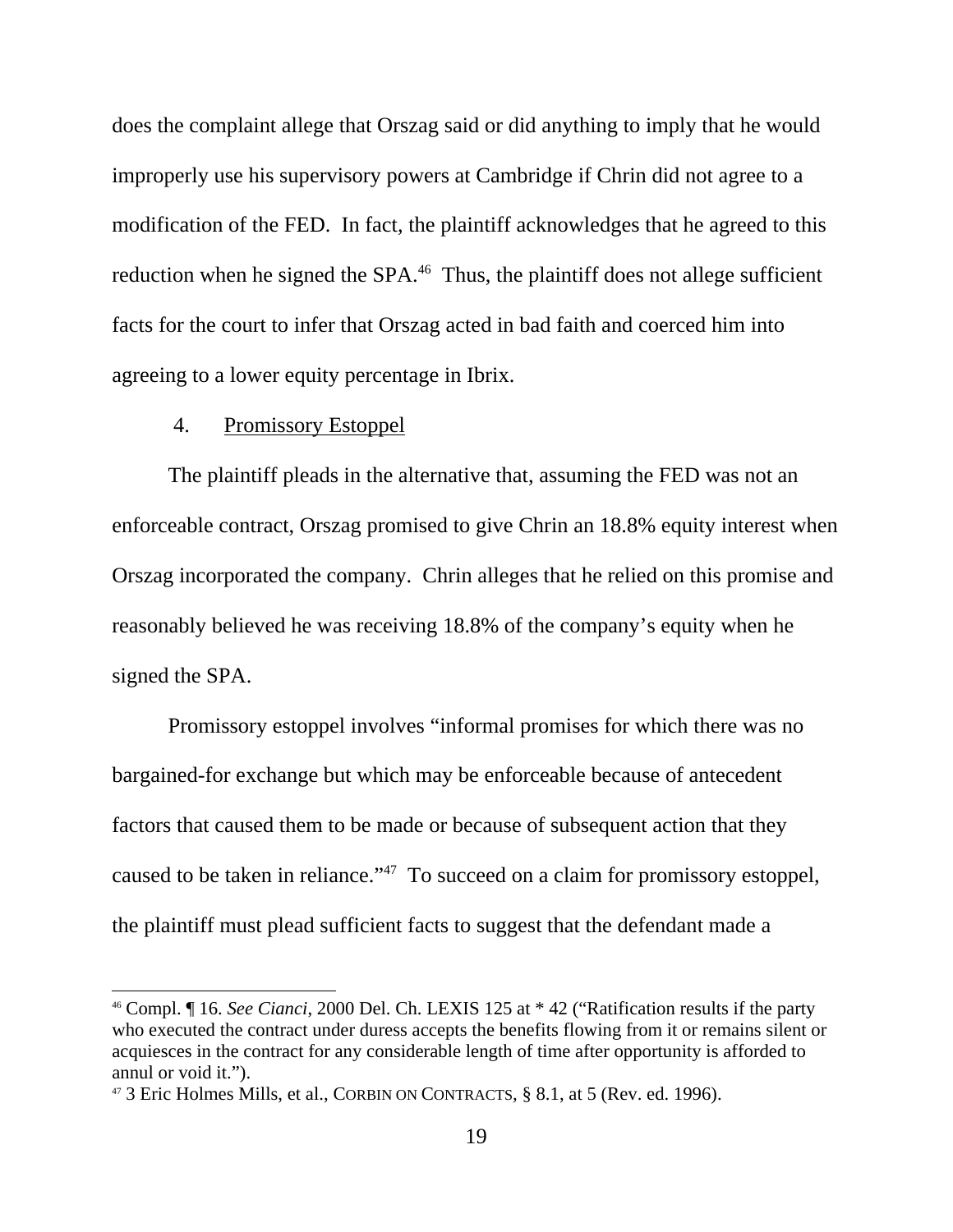does the complaint allege that Orszag said or did anything to imply that he would improperly use his supervisory powers at Cambridge if Chrin did not agree to a modification of the FED. In fact, the plaintiff acknowledges that he agreed to this reduction when he signed the SPA.[46] Thus, the plaintiff does not allege sufficient facts for the court to infer that Orszag acted in bad faith and coerced him into agreeing to a lower equity percentage in Ibrix.

4. Promissory Estoppel

The plaintiff pleads in the alternative that, assuming the FED was not an enforceable contract, Orszag promised to give Chrin an 18.8% equity interest when Orszag incorporated the company. Chrin alleges that he relied on this promise and reasonably believed he was receiving 18.8% of the company's equity when he signed the SPA.

Promissory estoppel involves "informal promises for which there was no bargained-for exchange but which may be enforceable because of antecedent factors that caused them to be made or because of subsequent action that they caused to be taken in reliance."[47] To succeed on a claim for promissory estoppel, the plaintiff must plead sufficient facts to suggest that the defendant made a

---

[46] Compl. ¶ 16. *See Cianci*, 2000 Del. Ch. LEXIS 125 at * 42 ("Ratification results if the party who executed the contract under duress accepts the benefits flowing from it or remains silent or acquiesces in the contract for any considerable length of time after opportunity is afforded to annul or void it.").

[47] 3 Eric Holmes Mills, et al., CORBIN ON CONTRACTS, § 8.1, at 5 (Rev. ed. 1996).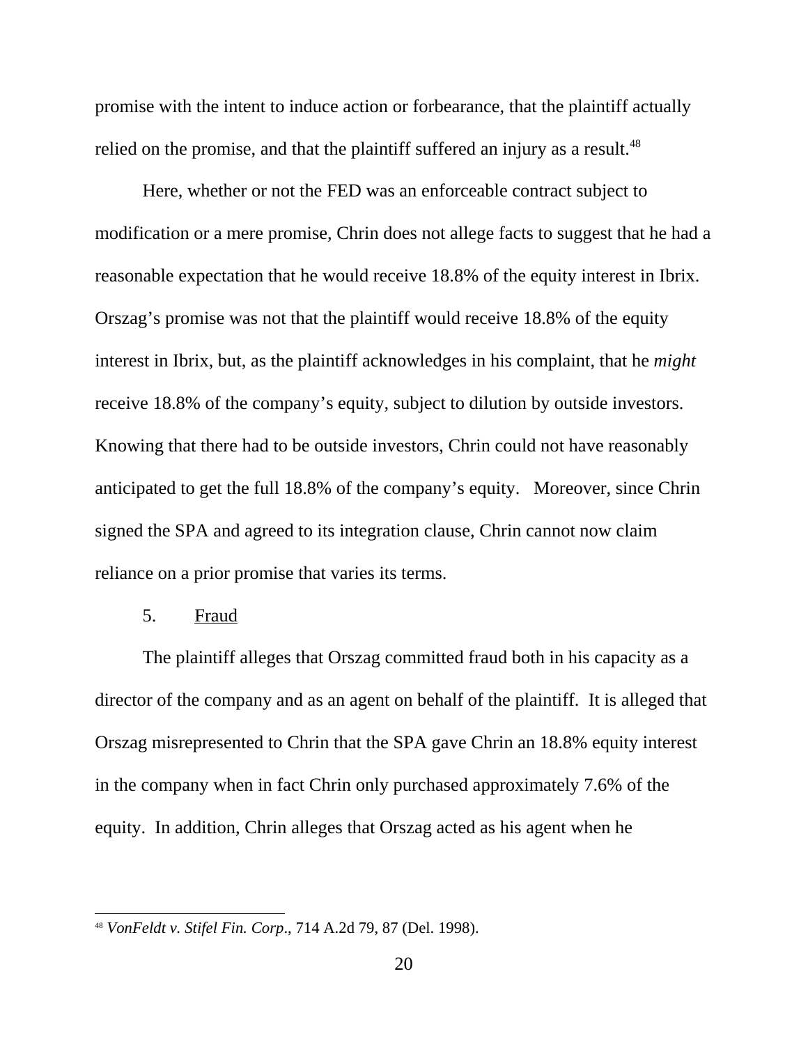promise with the intent to induce action or forbearance, that the plaintiff actually relied on the promise, and that the plaintiff suffered an injury as a result.[48]

Here, whether or not the FED was an enforceable contract subject to modification or a mere promise, Chrin does not allege facts to suggest that he had a reasonable expectation that he would receive 18.8% of the equity interest in Ibrix. Orszag's promise was not that the plaintiff would receive 18.8% of the equity interest in Ibrix, but, as the plaintiff acknowledges in his complaint, that he *might* receive 18.8% of the company's equity, subject to dilution by outside investors. Knowing that there had to be outside investors, Chrin could not have reasonably anticipated to get the full 18.8% of the company's equity. Moreover, since Chrin signed the SPA and agreed to its integration clause, Chrin cannot now claim reliance on a prior promise that varies its terms.

5. <u>Fraud</u>

The plaintiff alleges that Orszag committed fraud both in his capacity as a director of the company and as an agent on behalf of the plaintiff. It is alleged that Orszag misrepresented to Chrin that the SPA gave Chrin an 18.8% equity interest in the company when in fact Chrin only purchased approximately 7.6% of the equity. In addition, Chrin alleges that Orszag acted as his agent when he

[48] *VonFeldt v. Stifel Fin. Corp*., 714 A.2d 79, 87 (Del. 1998).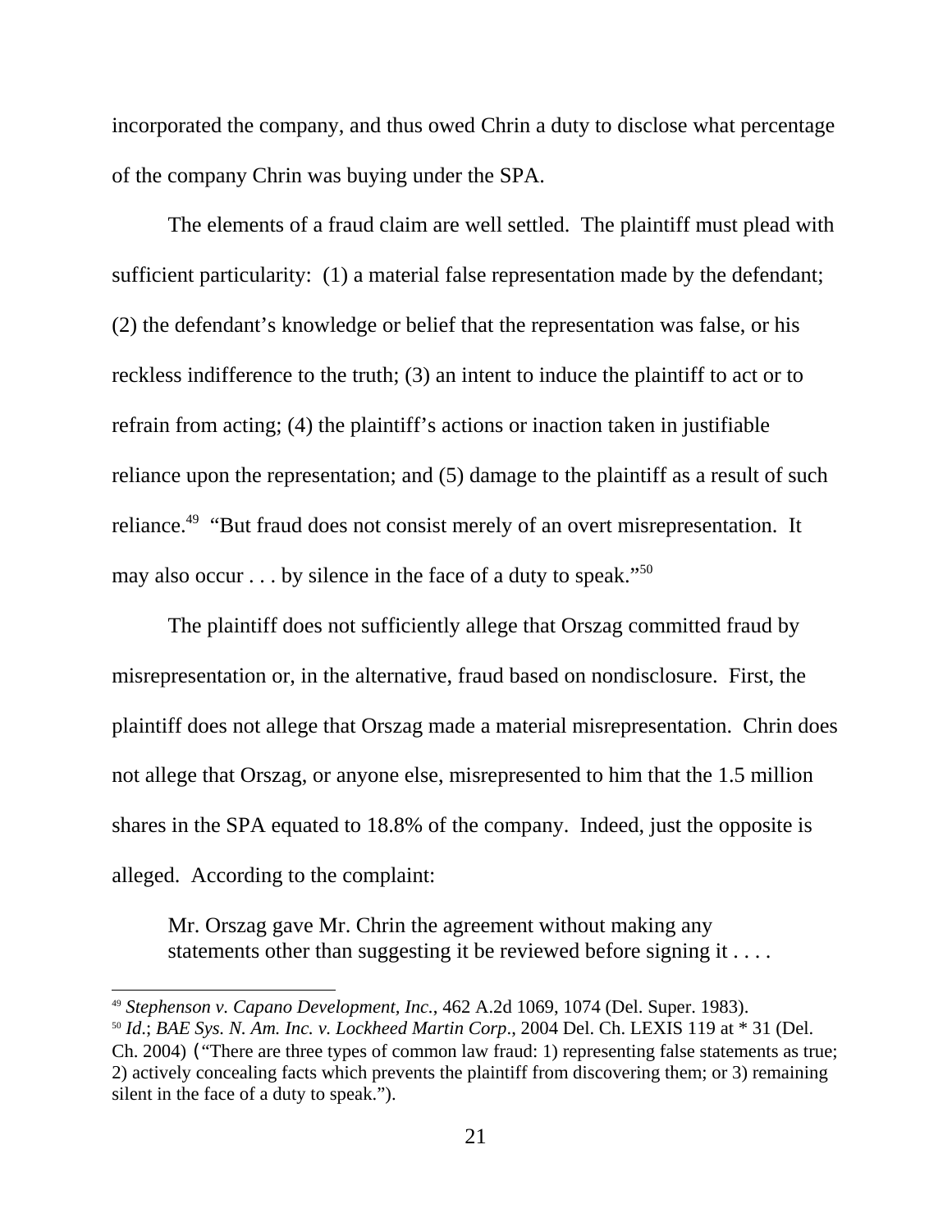incorporated the company, and thus owed Chrin a duty to disclose what percentage of the company Chrin was buying under the SPA.

The elements of a fraud claim are well settled. The plaintiff must plead with sufficient particularity: (1) a material false representation made by the defendant; (2) the defendant's knowledge or belief that the representation was false, or his reckless indifference to the truth; (3) an intent to induce the plaintiff to act or to refrain from acting; (4) the plaintiff's actions or inaction taken in justifiable reliance upon the representation; and (5) damage to the plaintiff as a result of such reliance.[49] "But fraud does not consist merely of an overt misrepresentation. It may also occur . . . by silence in the face of a duty to speak."[50]

The plaintiff does not sufficiently allege that Orszag committed fraud by misrepresentation or, in the alternative, fraud based on nondisclosure. First, the plaintiff does not allege that Orszag made a material misrepresentation. Chrin does not allege that Orszag, or anyone else, misrepresented to him that the 1.5 million shares in the SPA equated to 18.8% of the company. Indeed, just the opposite is alleged. According to the complaint:

> Mr. Orszag gave Mr. Chrin the agreement without making any statements other than suggesting it be reviewed before signing it . . . .

---

[49] *Stephenson v. Capano Development, Inc.*, 462 A.2d 1069, 1074 (Del. Super. 1983).

[50] *Id.*; *BAE Sys. N. Am. Inc. v. Lockheed Martin Corp.*, 2004 Del. Ch. LEXIS 119 at * 31 (Del. Ch. 2004) ("There are three types of common law fraud: 1) representing false statements as true; 2) actively concealing facts which prevents the plaintiff from discovering them; or 3) remaining silent in the face of a duty to speak.").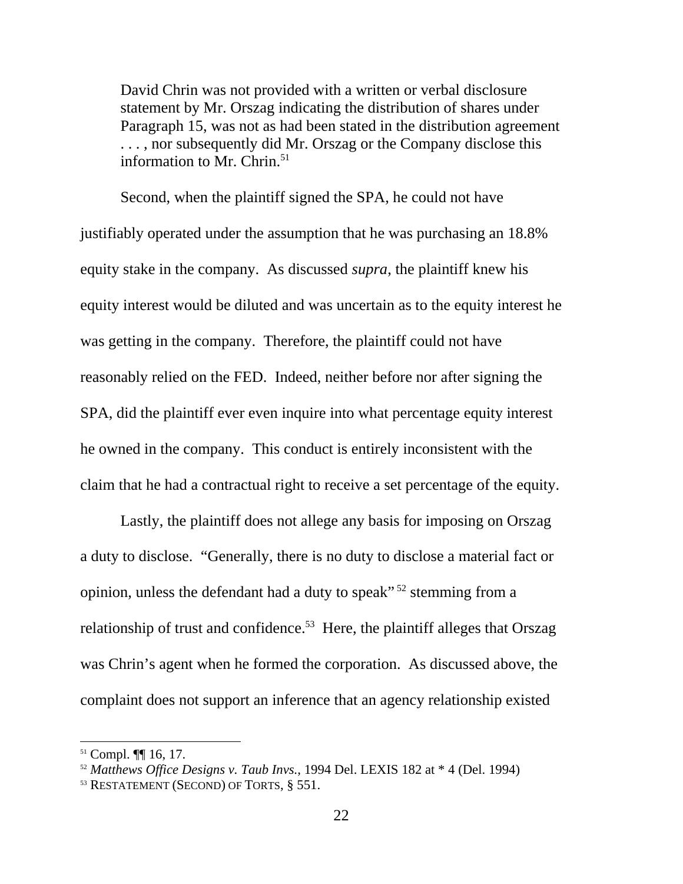> David Chrin was not provided with a written or verbal disclosure statement by Mr. Orszag indicating the distribution of shares under Paragraph 15, was not as had been stated in the distribution agreement . . . , nor subsequently did Mr. Orszag or the Company disclose this information to Mr. Chrin.[51]

Second, when the plaintiff signed the SPA, he could not have justifiably operated under the assumption that he was purchasing an 18.8% equity stake in the company. As discussed *supra*, the plaintiff knew his equity interest would be diluted and was uncertain as to the equity interest he was getting in the company. Therefore, the plaintiff could not have reasonably relied on the FED. Indeed, neither before nor after signing the SPA, did the plaintiff ever even inquire into what percentage equity interest he owned in the company. This conduct is entirely inconsistent with the claim that he had a contractual right to receive a set percentage of the equity.

Lastly, the plaintiff does not allege any basis for imposing on Orszag a duty to disclose. "Generally, there is no duty to disclose a material fact or opinion, unless the defendant had a duty to speak"[52] stemming from a relationship of trust and confidence.[53] Here, the plaintiff alleges that Orszag was Chrin's agent when he formed the corporation. As discussed above, the complaint does not support an inference that an agency relationship existed

---

[51] Compl. ¶¶ 16, 17.

[52] *Matthews Office Designs v. Taub Invs.*, 1994 Del. LEXIS 182 at * 4 (Del. 1994)

[53] RESTATEMENT (SECOND) OF TORTS, § 551.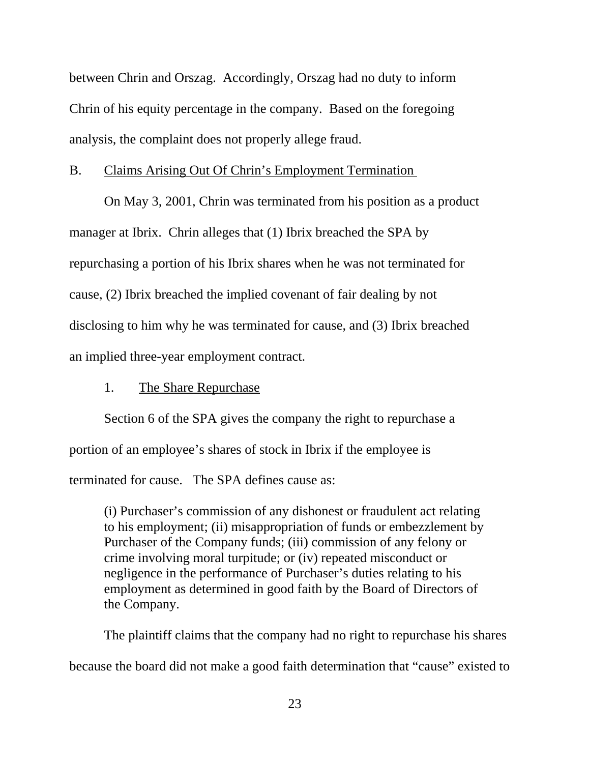between Chrin and Orszag. Accordingly, Orszag had no duty to inform Chrin of his equity percentage in the company. Based on the foregoing analysis, the complaint does not properly allege fraud.

B. Claims Arising Out Of Chrin's Employment Termination

On May 3, 2001, Chrin was terminated from his position as a product manager at Ibrix. Chrin alleges that (1) Ibrix breached the SPA by repurchasing a portion of his Ibrix shares when he was not terminated for cause, (2) Ibrix breached the implied covenant of fair dealing by not disclosing to him why he was terminated for cause, and (3) Ibrix breached an implied three-year employment contract.

1. The Share Repurchase

Section 6 of the SPA gives the company the right to repurchase a portion of an employee's shares of stock in Ibrix if the employee is terminated for cause. The SPA defines cause as:

> (i) Purchaser's commission of any dishonest or fraudulent act relating to his employment; (ii) misappropriation of funds or embezzlement by Purchaser of the Company funds; (iii) commission of any felony or crime involving moral turpitude; or (iv) repeated misconduct or negligence in the performance of Purchaser's duties relating to his employment as determined in good faith by the Board of Directors of the Company.

The plaintiff claims that the company had no right to repurchase his shares because the board did not make a good faith determination that "cause" existed to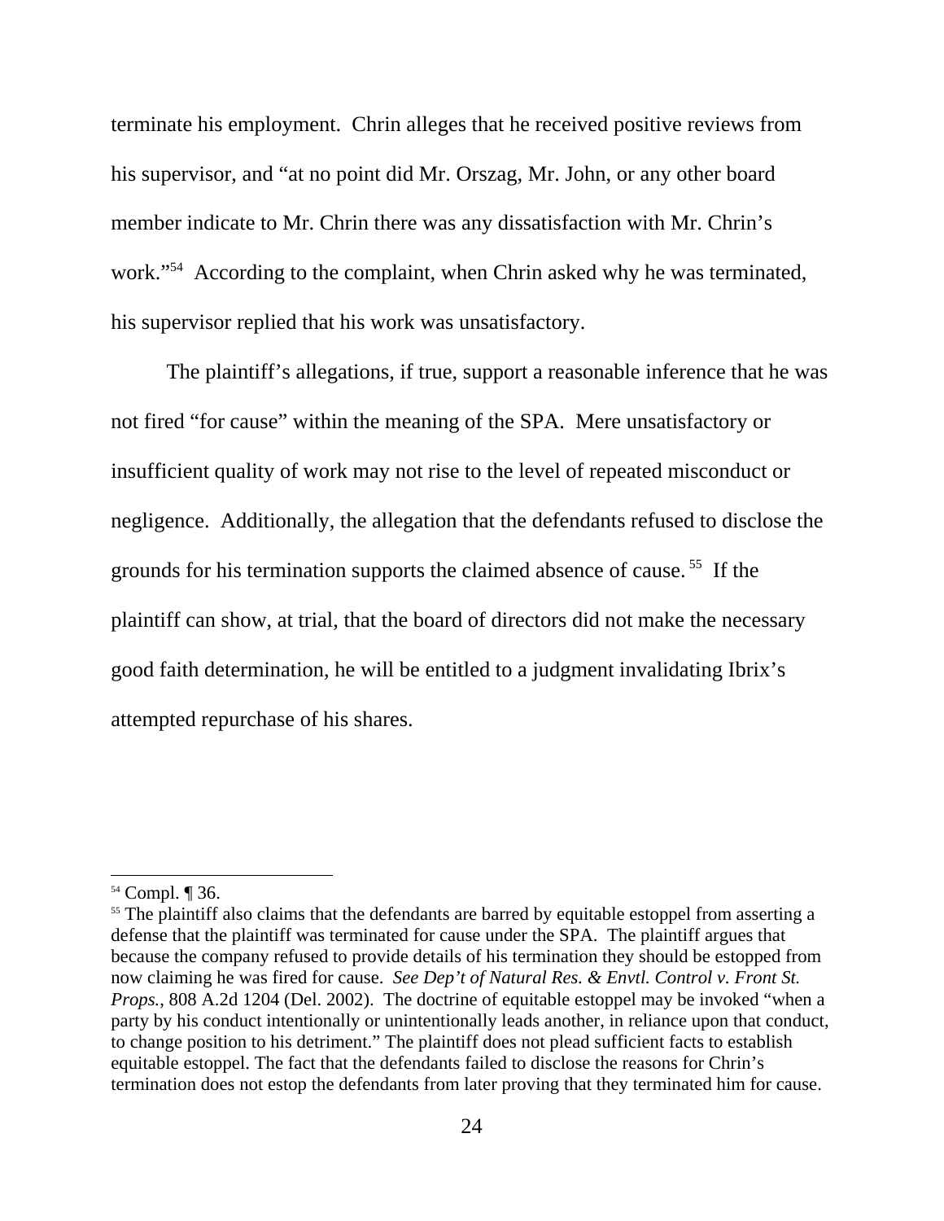terminate his employment. Chrin alleges that he received positive reviews from his supervisor, and "at no point did Mr. Orszag, Mr. John, or any other board member indicate to Mr. Chrin there was any dissatisfaction with Mr. Chrin's work."[54] According to the complaint, when Chrin asked why he was terminated, his supervisor replied that his work was unsatisfactory.

The plaintiff's allegations, if true, support a reasonable inference that he was not fired "for cause" within the meaning of the SPA. Mere unsatisfactory or insufficient quality of work may not rise to the level of repeated misconduct or negligence. Additionally, the allegation that the defendants refused to disclose the grounds for his termination supports the claimed absence of cause.[55] If the plaintiff can show, at trial, that the board of directors did not make the necessary good faith determination, he will be entitled to a judgment invalidating Ibrix's attempted repurchase of his shares.

---

[54] Compl. ¶ 36.

[55] The plaintiff also claims that the defendants are barred by equitable estoppel from asserting a defense that the plaintiff was terminated for cause under the SPA. The plaintiff argues that because the company refused to provide details of his termination they should be estopped from now claiming he was fired for cause. *See Dep't of Natural Res. & Envtl. Control v. Front St. Props.*, 808 A.2d 1204 (Del. 2002). The doctrine of equitable estoppel may be invoked "when a party by his conduct intentionally or unintentionally leads another, in reliance upon that conduct, to change position to his detriment." The plaintiff does not plead sufficient facts to establish equitable estoppel. The fact that the defendants failed to disclose the reasons for Chrin's termination does not estop the defendants from later proving that they terminated him for cause.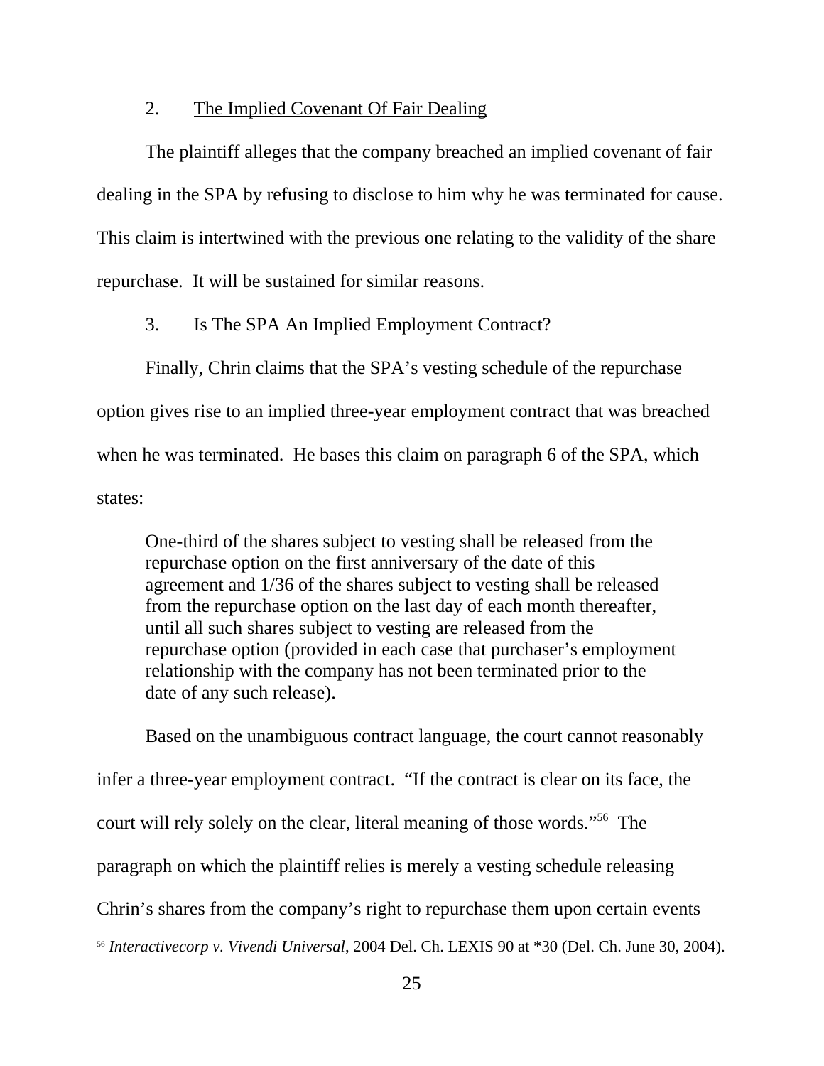2. The Implied Covenant Of Fair Dealing

The plaintiff alleges that the company breached an implied covenant of fair dealing in the SPA by refusing to disclose to him why he was terminated for cause. This claim is intertwined with the previous one relating to the validity of the share repurchase. It will be sustained for similar reasons.

3. Is The SPA An Implied Employment Contract?

Finally, Chrin claims that the SPA's vesting schedule of the repurchase option gives rise to an implied three-year employment contract that was breached when he was terminated. He bases this claim on paragraph 6 of the SPA, which states:

> One-third of the shares subject to vesting shall be released from the repurchase option on the first anniversary of the date of this agreement and 1/36 of the shares subject to vesting shall be released from the repurchase option on the last day of each month thereafter, until all such shares subject to vesting are released from the repurchase option (provided in each case that purchaser's employment relationship with the company has not been terminated prior to the date of any such release).

Based on the unambiguous contract language, the court cannot reasonably infer a three-year employment contract. "If the contract is clear on its face, the court will rely solely on the clear, literal meaning of those words."[56] The paragraph on which the plaintiff relies is merely a vesting schedule releasing Chrin's shares from the company's right to repurchase them upon certain events

---

[56] *Interactivecorp v. Vivendi Universal*, 2004 Del. Ch. LEXIS 90 at *30 (Del. Ch. June 30, 2004).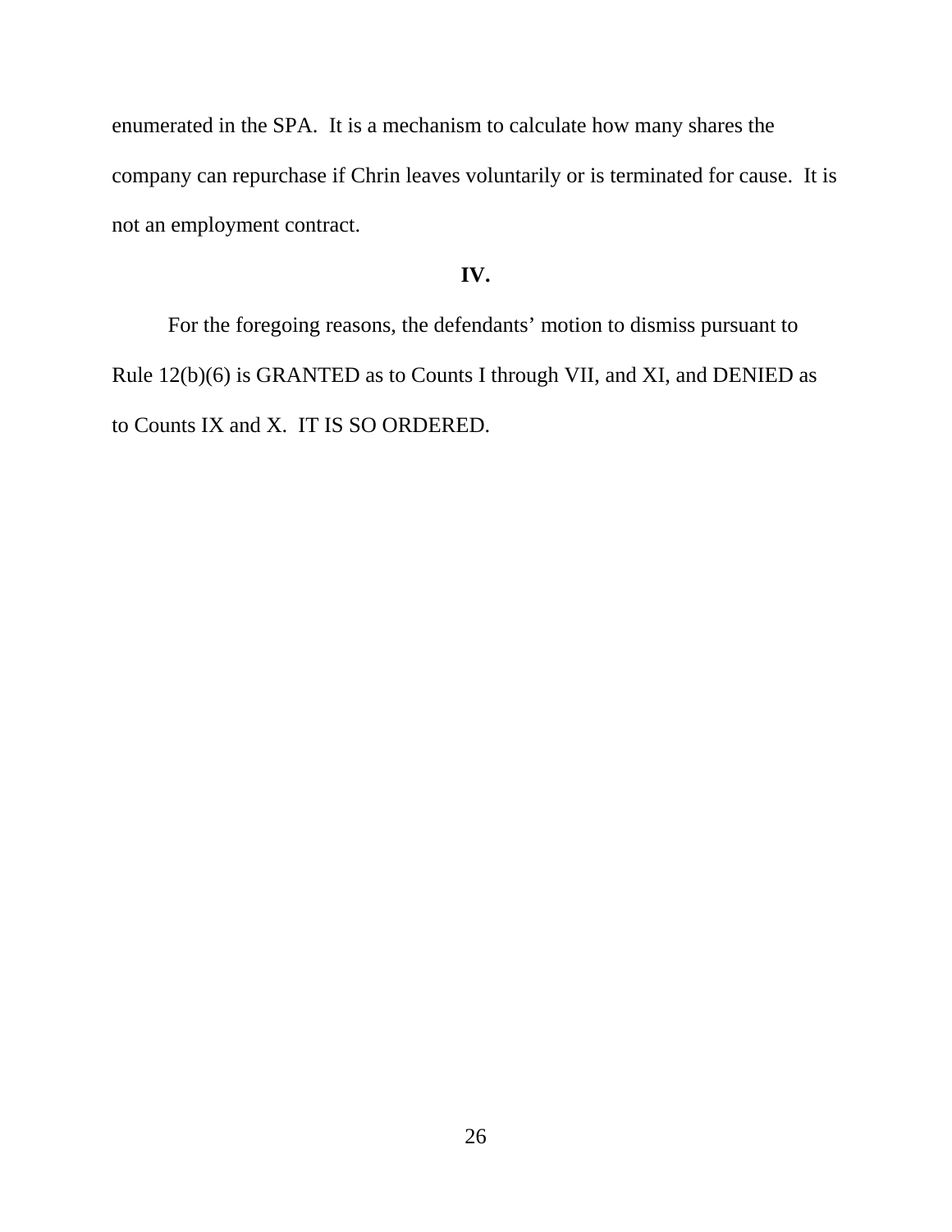enumerated in the SPA. It is a mechanism to calculate how many shares the company can repurchase if Chrin leaves voluntarily or is terminated for cause. It is not an employment contract.

## IV.

For the foregoing reasons, the defendants' motion to dismiss pursuant to Rule 12(b)(6) is GRANTED as to Counts I through VII, and XI, and DENIED as to Counts IX and X. IT IS SO ORDERED.